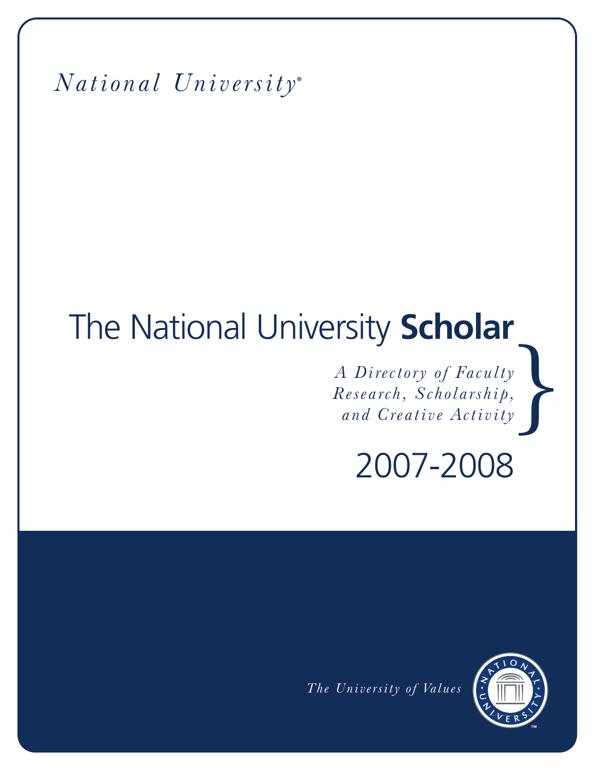*National University®*

# The National University **Scholar**

*A Directory of Faculty Research, Scholarship, and Creative Activity*

2007-2008

*The University of Values*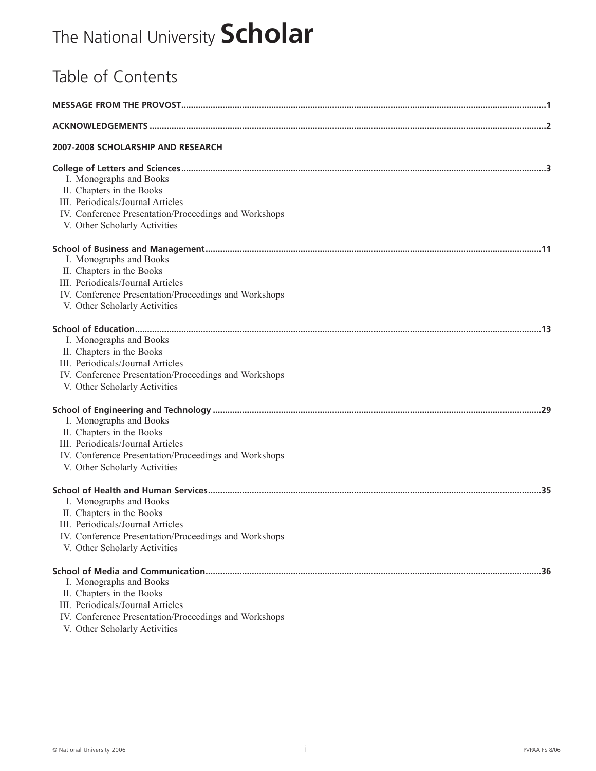# The National University **Scholar**

## Table of Contents

**MESSAGE FROM THE PROVOST** ..... 1

**ACKNOWLEDGEMENTS** ..... 2

**2007-2008 SCHOLARSHIP AND RESEARCH**

**College of Letters and Sciences** ..... 3

- I. Monographs and Books
- II. Chapters in the Books
- III. Periodicals/Journal Articles
- IV. Conference Presentation/Proceedings and Workshops
- V. Other Scholarly Activities

**School of Business and Management** ..... 11

- I. Monographs and Books
- II. Chapters in the Books
- III. Periodicals/Journal Articles
- IV. Conference Presentation/Proceedings and Workshops
- V. Other Scholarly Activities

**School of Education** ..... 13

- I. Monographs and Books
- II. Chapters in the Books
- III. Periodicals/Journal Articles
- IV. Conference Presentation/Proceedings and Workshops
- V. Other Scholarly Activities

**School of Engineering and Technology** ..... 29

- I. Monographs and Books
- II. Chapters in the Books
- III. Periodicals/Journal Articles
- IV. Conference Presentation/Proceedings and Workshops
- V. Other Scholarly Activities

**School of Health and Human Services** ..... 35

- I. Monographs and Books
- II. Chapters in the Books
- III. Periodicals/Journal Articles
- IV. Conference Presentation/Proceedings and Workshops
- V. Other Scholarly Activities

**School of Media and Communication** ..... 36

- I. Monographs and Books
- II. Chapters in the Books
- III. Periodicals/Journal Articles
- IV. Conference Presentation/Proceedings and Workshops
- V. Other Scholarly Activities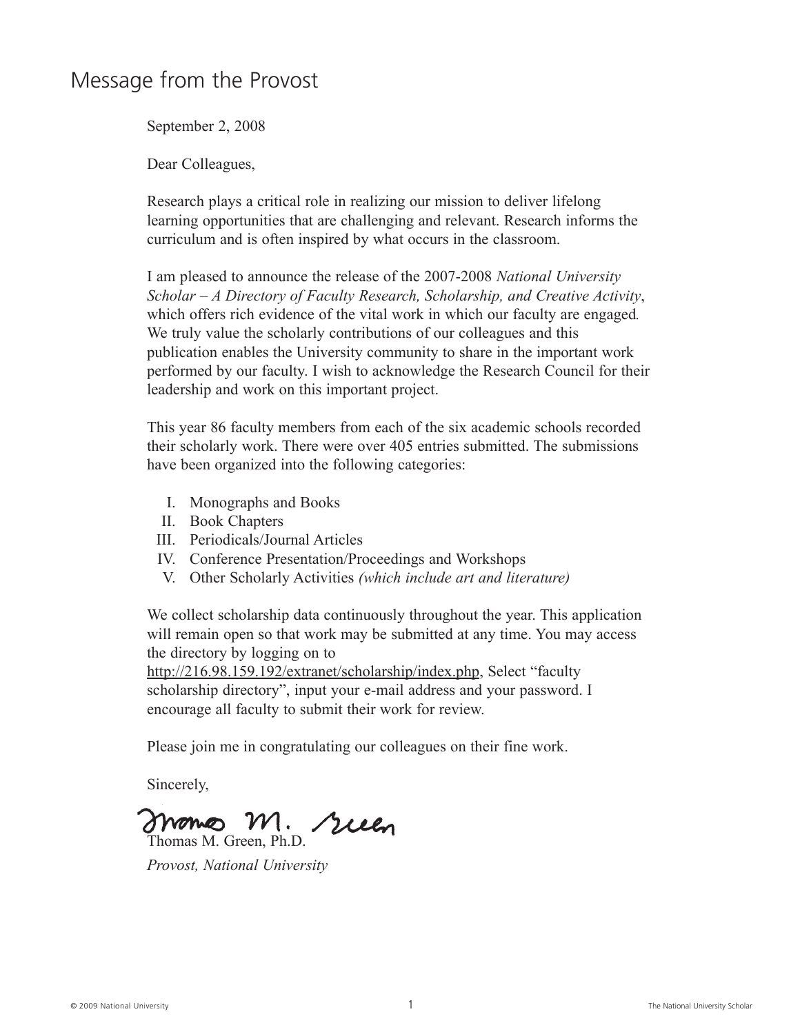# Message from the Provost

September 2, 2008

Dear Colleagues,

Research plays a critical role in realizing our mission to deliver lifelong learning opportunities that are challenging and relevant. Research informs the curriculum and is often inspired by what occurs in the classroom.

I am pleased to announce the release of the 2007-2008 *National University Scholar – A Directory of Faculty Research, Scholarship, and Creative Activity*, which offers rich evidence of the vital work in which our faculty are engaged. We truly value the scholarly contributions of our colleagues and this publication enables the University community to share in the important work performed by our faculty. I wish to acknowledge the Research Council for their leadership and work on this important project.

This year 86 faculty members from each of the six academic schools recorded their scholarly work. There were over 405 entries submitted. The submissions have been organized into the following categories:

I. Monographs and Books
II. Book Chapters
III. Periodicals/Journal Articles
IV. Conference Presentation/Proceedings and Workshops
V. Other Scholarly Activities *(which include art and literature)*

We collect scholarship data continuously throughout the year. This application will remain open so that work may be submitted at any time. You may access the directory by logging on to http://216.98.159.192/extranet/scholarship/index.php, Select "faculty scholarship directory", input your e-mail address and your password. I encourage all faculty to submit their work for review.

Please join me in congratulating our colleagues on their fine work.

Sincerely,

Thomas M. Green, Ph.D.
*Provost, National University*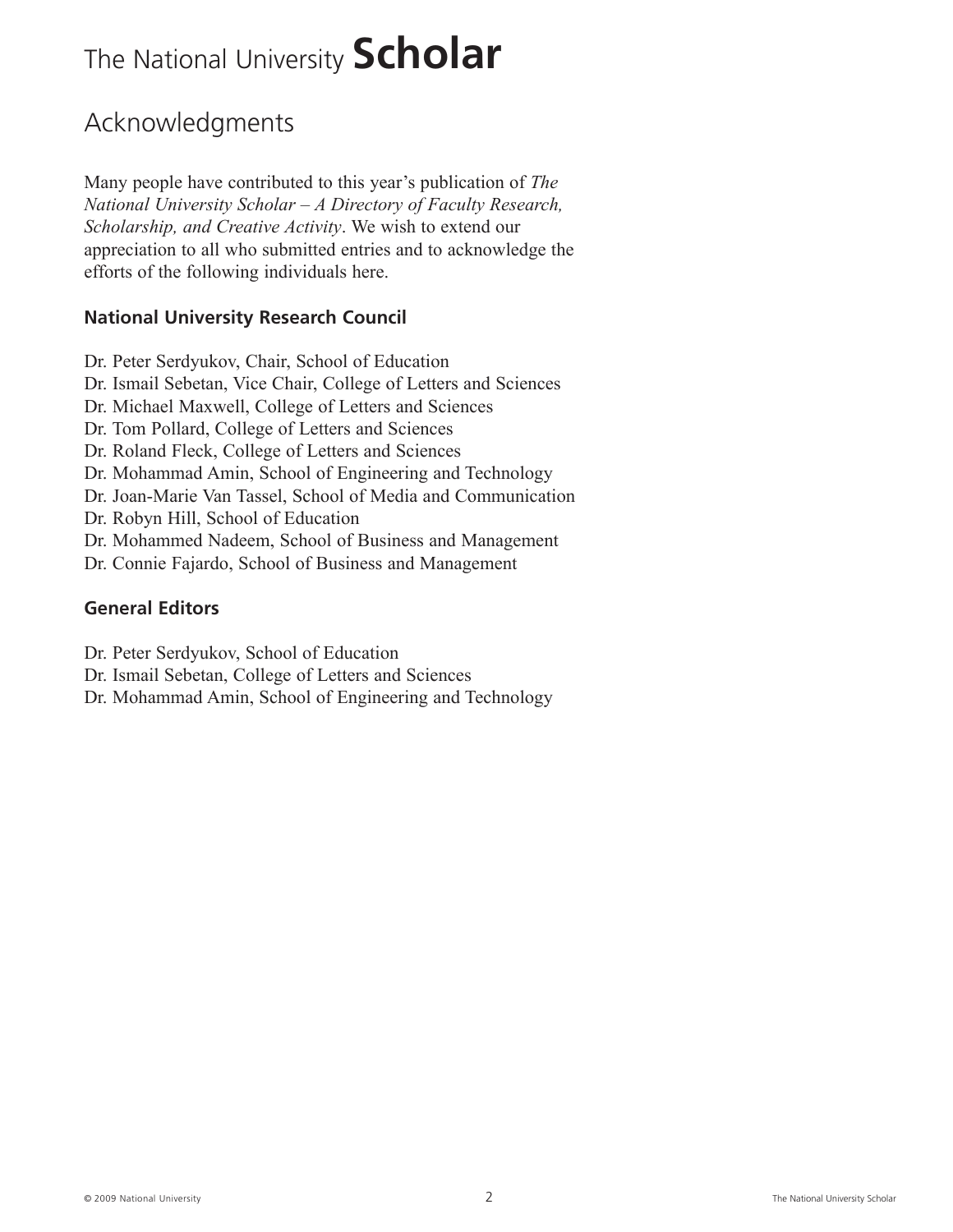# The National University **Scholar**

## Acknowledgments

Many people have contributed to this year's publication of *The National University Scholar – A Directory of Faculty Research, Scholarship, and Creative Activity*. We wish to extend our appreciation to all who submitted entries and to acknowledge the efforts of the following individuals here.

### National University Research Council

Dr. Peter Serdyukov, Chair, School of Education
Dr. Ismail Sebetan, Vice Chair, College of Letters and Sciences
Dr. Michael Maxwell, College of Letters and Sciences
Dr. Tom Pollard, College of Letters and Sciences
Dr. Roland Fleck, College of Letters and Sciences
Dr. Mohammad Amin, School of Engineering and Technology
Dr. Joan-Marie Van Tassel, School of Media and Communication
Dr. Robyn Hill, School of Education
Dr. Mohammed Nadeem, School of Business and Management
Dr. Connie Fajardo, School of Business and Management

### General Editors

Dr. Peter Serdyukov, School of Education
Dr. Ismail Sebetan, College of Letters and Sciences
Dr. Mohammad Amin, School of Engineering and Technology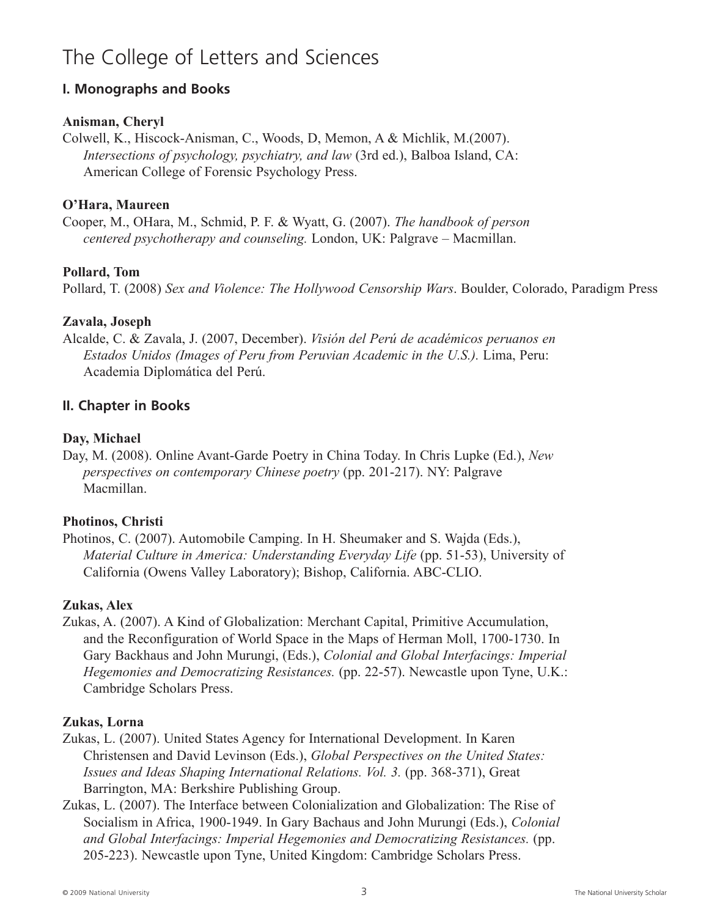# The College of Letters and Sciences

## I. Monographs and Books

**Anisman, Cheryl**

Colwell, K., Hiscock-Anisman, C., Woods, D, Memon, A & Michlik, M.(2007). *Intersections of psychology, psychiatry, and law* (3rd ed.), Balboa Island, CA: American College of Forensic Psychology Press.

**O'Hara, Maureen**

Cooper, M., OHara, M., Schmid, P. F. & Wyatt, G. (2007). *The handbook of person centered psychotherapy and counseling.* London, UK: Palgrave – Macmillan.

**Pollard, Tom**

Pollard, T. (2008) *Sex and Violence: The Hollywood Censorship Wars*. Boulder, Colorado, Paradigm Press

**Zavala, Joseph**

Alcalde, C. & Zavala, J. (2007, December). *Visión del Perú de académicos peruanos en Estados Unidos (Images of Peru from Peruvian Academic in the U.S.).* Lima, Peru: Academia Diplomática del Perú.

## II. Chapter in Books

**Day, Michael**

Day, M. (2008). Online Avant-Garde Poetry in China Today. In Chris Lupke (Ed.), *New perspectives on contemporary Chinese poetry* (pp. 201-217). NY: Palgrave Macmillan.

**Photinos, Christi**

Photinos, C. (2007). Automobile Camping. In H. Sheumaker and S. Wajda (Eds.), *Material Culture in America: Understanding Everyday Life* (pp. 51-53), University of California (Owens Valley Laboratory); Bishop, California. ABC-CLIO.

**Zukas, Alex**

Zukas, A. (2007). A Kind of Globalization: Merchant Capital, Primitive Accumulation, and the Reconfiguration of World Space in the Maps of Herman Moll, 1700-1730. In Gary Backhaus and John Murungi, (Eds.), *Colonial and Global Interfacings: Imperial Hegemonies and Democratizing Resistances.* (pp. 22-57). Newcastle upon Tyne, U.K.: Cambridge Scholars Press.

**Zukas, Lorna**

Zukas, L. (2007). United States Agency for International Development. In Karen Christensen and David Levinson (Eds.), *Global Perspectives on the United States: Issues and Ideas Shaping International Relations. Vol. 3.* (pp. 368-371), Great Barrington, MA: Berkshire Publishing Group.

Zukas, L. (2007). The Interface between Colonialization and Globalization: The Rise of Socialism in Africa, 1900-1949. In Gary Bachaus and John Murungi (Eds.), *Colonial and Global Interfacings: Imperial Hegemonies and Democratizing Resistances.* (pp. 205-223). Newcastle upon Tyne, United Kingdom: Cambridge Scholars Press.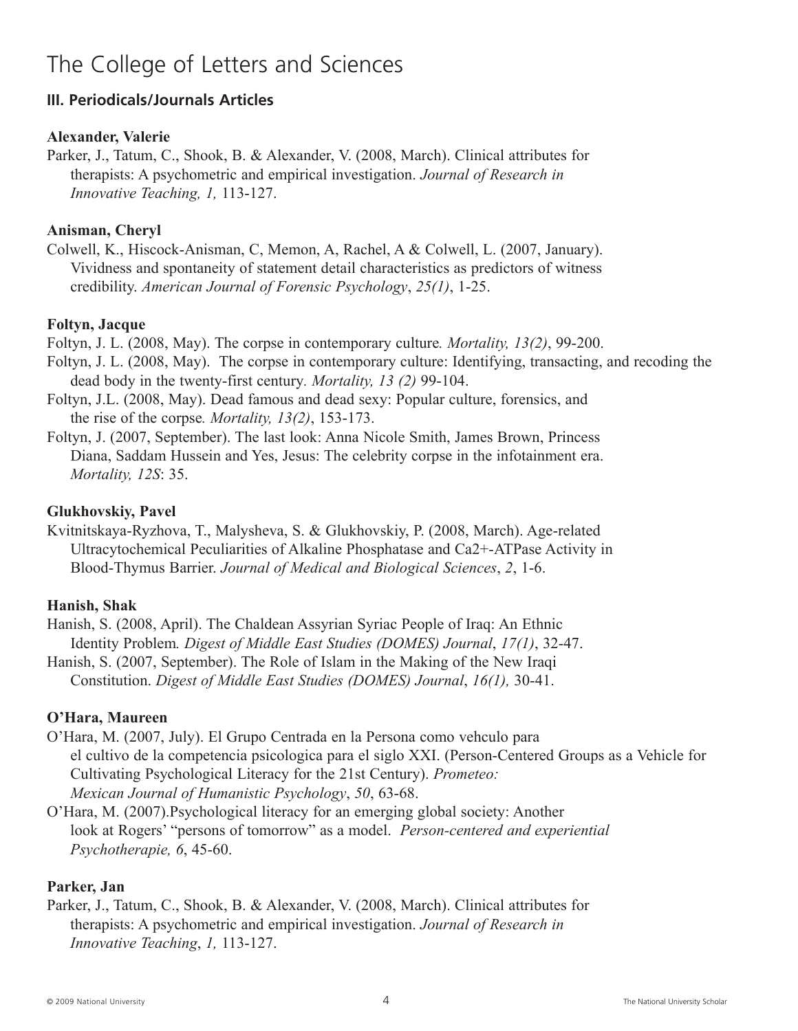# The College of Letters and Sciences

## III. Periodicals/Journals Articles

**Alexander, Valerie**

Parker, J., Tatum, C., Shook, B. & Alexander, V. (2008, March). Clinical attributes for therapists: A psychometric and empirical investigation. *Journal of Research in Innovative Teaching, 1,* 113-127.

**Anisman, Cheryl**

Colwell, K., Hiscock-Anisman, C, Memon, A, Rachel, A & Colwell, L. (2007, January). Vividness and spontaneity of statement detail characteristics as predictors of witness credibility. *American Journal of Forensic Psychology*, *25(1)*, 1-25.

**Foltyn, Jacque**

Foltyn, J. L. (2008, May). The corpse in contemporary culture*. Mortality, 13(2)*, 99-200.

Foltyn, J. L. (2008, May). The corpse in contemporary culture: Identifying, transacting, and recoding the dead body in the twenty-first century. *Mortality, 13 (2)* 99-104.

Foltyn, J.L. (2008, May). Dead famous and dead sexy: Popular culture, forensics, and the rise of the corpse*. Mortality, 13(2)*, 153-173.

Foltyn, J. (2007, September). The last look: Anna Nicole Smith, James Brown, Princess Diana, Saddam Hussein and Yes, Jesus: The celebrity corpse in the infotainment era. *Mortality, 12S*: 35.

**Glukhovskiy, Pavel**

Kvitnitskaya-Ryzhova, T., Malysheva, S. & Glukhovskiy, P. (2008, March). Age-related Ultracytochemical Peculiarities of Alkaline Phosphatase and Ca2+-ATPase Activity in Blood-Thymus Barrier. *Journal of Medical and Biological Sciences*, *2*, 1-6.

**Hanish, Shak**

Hanish, S. (2008, April). The Chaldean Assyrian Syriac People of Iraq: An Ethnic Identity Problem*. Digest of Middle East Studies (DOMES) Journal*, *17(1)*, 32-47.

Hanish, S. (2007, September). The Role of Islam in the Making of the New Iraqi Constitution. *Digest of Middle East Studies (DOMES) Journal*, *16(1),* 30-41.

**O'Hara, Maureen**

O'Hara, M. (2007, July). El Grupo Centrada en la Persona como vehculo para el cultivo de la competencia psicologica para el siglo XXI. (Person-Centered Groups as a Vehicle for Cultivating Psychological Literacy for the 21st Century). *Prometeo: Mexican Journal of Humanistic Psychology*, *50*, 63-68.

O'Hara, M. (2007).Psychological literacy for an emerging global society: Another look at Rogers' "persons of tomorrow" as a model. *Person-centered and experiential Psychotherapie, 6*, 45-60.

**Parker, Jan**

Parker, J., Tatum, C., Shook, B. & Alexander, V. (2008, March). Clinical attributes for therapists: A psychometric and empirical investigation. *Journal of Research in Innovative Teaching*, *1,* 113-127.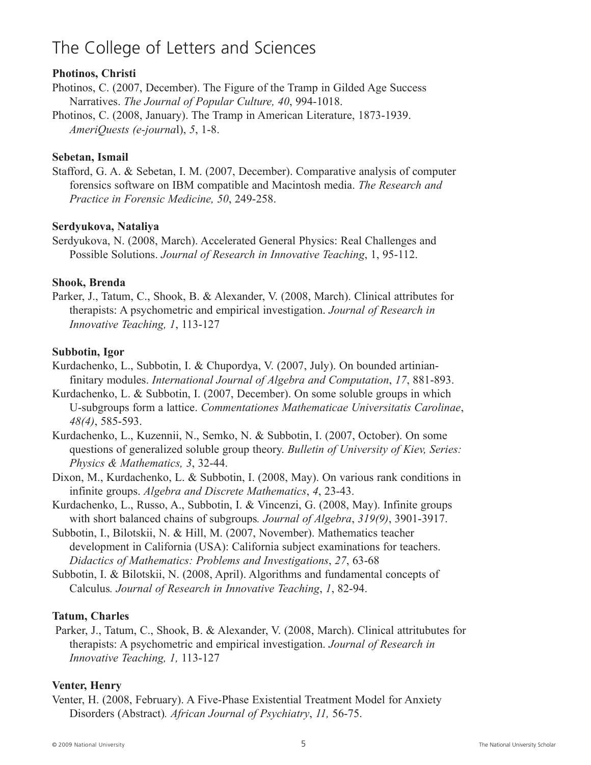# The College of Letters and Sciences

**Photinos, Christi**

Photinos, C. (2007, December). The Figure of the Tramp in Gilded Age Success Narratives. *The Journal of Popular Culture, 40*, 994-1018.

Photinos, C. (2008, January). The Tramp in American Literature, 1873-1939. *AmeriQuests (e-journa*l), *5*, 1-8.

**Sebetan, Ismail**

Stafford, G. A. & Sebetan, I. M. (2007, December). Comparative analysis of computer forensics software on IBM compatible and Macintosh media. *The Research and Practice in Forensic Medicine, 50*, 249-258.

**Serdyukova, Nataliya**

Serdyukova, N. (2008, March). Accelerated General Physics: Real Challenges and Possible Solutions. *Journal of Research in Innovative Teaching*, 1, 95-112.

**Shook, Brenda**

Parker, J., Tatum, C., Shook, B. & Alexander, V. (2008, March). Clinical attributes for therapists: A psychometric and empirical investigation. *Journal of Research in Innovative Teaching, 1*, 113-127

**Subbotin, Igor**

Kurdachenko, L., Subbotin, I. & Chupordya, V. (2007, July). On bounded artinian-finitary modules. *International Journal of Algebra and Computation*, *17*, 881-893.

Kurdachenko, L. & Subbotin, I. (2007, December). On some soluble groups in which U-subgroups form a lattice. *Commentationes Mathematicae Universitatis Carolinae*, *48(4)*, 585-593.

Kurdachenko, L., Kuzennii, N., Semko, N. & Subbotin, I. (2007, October). On some questions of generalized soluble group theory. *Bulletin of University of Kiev, Series: Physics & Mathematics, 3*, 32-44.

Dixon, M., Kurdachenko, L. & Subbotin, I. (2008, May). On various rank conditions in infinite groups. *Algebra and Discrete Mathematics*, *4*, 23-43.

Kurdachenko, L., Russo, A., Subbotin, I. & Vincenzi, G. (2008, May). Infinite groups with short balanced chains of subgroups*. Journal of Algebra*, *319(9)*, 3901-3917.

Subbotin, I., Bilotskii, N. & Hill, M. (2007, November). Mathematics teacher development in California (USA): California subject examinations for teachers. *Didactics of Mathematics: Problems and Investigations*, *27*, 63-68

Subbotin, I. & Bilotskii, N. (2008, April). Algorithms and fundamental concepts of Calculus*. Journal of Research in Innovative Teaching*, *1*, 82-94.

**Tatum, Charles**

Parker, J., Tatum, C., Shook, B. & Alexander, V. (2008, March). Clinical attritubutes for therapists: A psychometric and empirical investigation. *Journal of Research in Innovative Teaching, 1,* 113-127

**Venter, Henry**

Venter, H. (2008, February). A Five-Phase Existential Treatment Model for Anxiety Disorders (Abstract)*. African Journal of Psychiatry*, *11,* 56-75.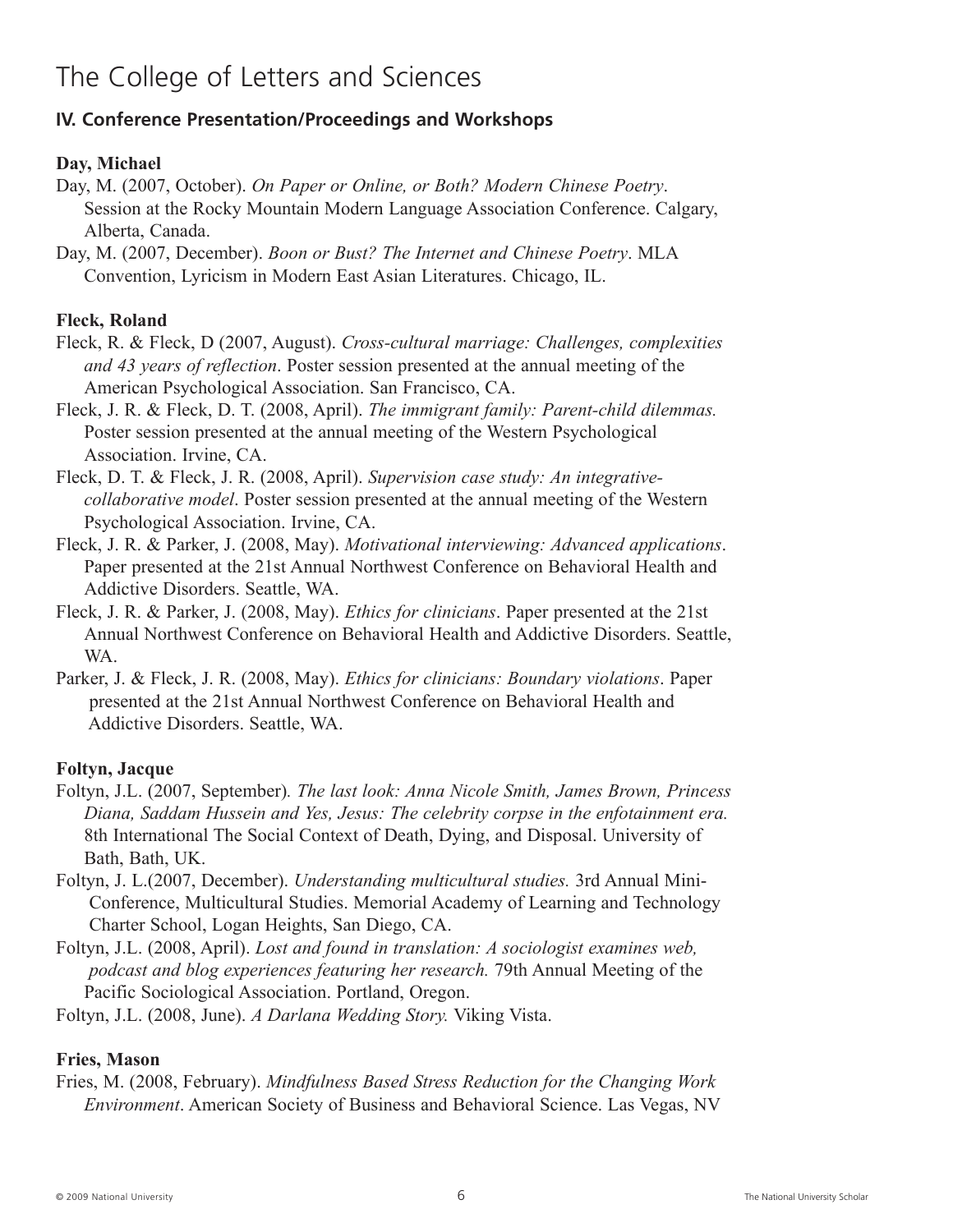# The College of Letters and Sciences

## IV. Conference Presentation/Proceedings and Workshops

**Day, Michael**

Day, M. (2007, October). *On Paper or Online, or Both? Modern Chinese Poetry*. Session at the Rocky Mountain Modern Language Association Conference. Calgary, Alberta, Canada.

Day, M. (2007, December). *Boon or Bust? The Internet and Chinese Poetry*. MLA Convention, Lyricism in Modern East Asian Literatures. Chicago, IL.

**Fleck, Roland**

Fleck, R. & Fleck, D (2007, August). *Cross-cultural marriage: Challenges, complexities and 43 years of reflection*. Poster session presented at the annual meeting of the American Psychological Association. San Francisco, CA.

Fleck, J. R. & Fleck, D. T. (2008, April). *The immigrant family: Parent-child dilemmas.* Poster session presented at the annual meeting of the Western Psychological Association. Irvine, CA.

Fleck, D. T. & Fleck, J. R. (2008, April). *Supervision case study: An integrative-collaborative model*. Poster session presented at the annual meeting of the Western Psychological Association. Irvine, CA.

Fleck, J. R. & Parker, J. (2008, May). *Motivational interviewing: Advanced applications*. Paper presented at the 21st Annual Northwest Conference on Behavioral Health and Addictive Disorders. Seattle, WA.

Fleck, J. R. & Parker, J. (2008, May). *Ethics for clinicians*. Paper presented at the 21st Annual Northwest Conference on Behavioral Health and Addictive Disorders. Seattle, WA.

Parker, J. & Fleck, J. R. (2008, May). *Ethics for clinicians: Boundary violations*. Paper presented at the 21st Annual Northwest Conference on Behavioral Health and Addictive Disorders. Seattle, WA.

**Foltyn, Jacque**

Foltyn, J.L. (2007, September). *The last look: Anna Nicole Smith, James Brown, Princess Diana, Saddam Hussein and Yes, Jesus: The celebrity corpse in the enfotainment era.* 8th International The Social Context of Death, Dying, and Disposal. University of Bath, Bath, UK.

Foltyn, J. L.(2007, December). *Understanding multicultural studies.* 3rd Annual Mini-Conference, Multicultural Studies. Memorial Academy of Learning and Technology Charter School, Logan Heights, San Diego, CA.

Foltyn, J.L. (2008, April). *Lost and found in translation: A sociologist examines web, podcast and blog experiences featuring her research.* 79th Annual Meeting of the Pacific Sociological Association. Portland, Oregon.

Foltyn, J.L. (2008, June). *A Darlana Wedding Story.* Viking Vista.

**Fries, Mason**

Fries, M. (2008, February). *Mindfulness Based Stress Reduction for the Changing Work Environment*. American Society of Business and Behavioral Science. Las Vegas, NV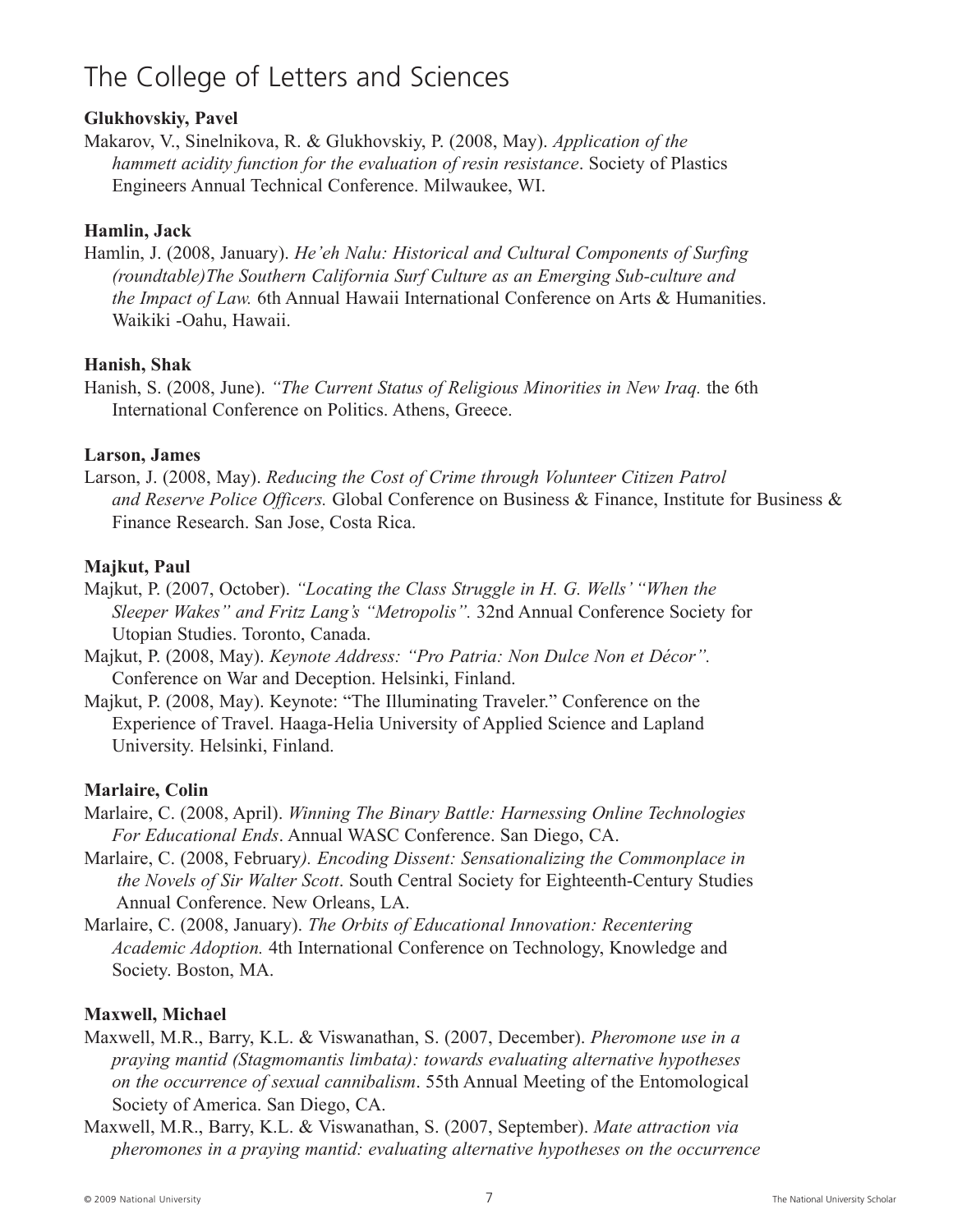# The College of Letters and Sciences

**Glukhovskiy, Pavel**

Makarov, V., Sinelnikova, R. & Glukhovskiy, P. (2008, May). *Application of the hammett acidity function for the evaluation of resin resistance*. Society of Plastics Engineers Annual Technical Conference. Milwaukee, WI.

**Hamlin, Jack**

Hamlin, J. (2008, January). *He'eh Nalu: Historical and Cultural Components of Surfing (roundtable)The Southern California Surf Culture as an Emerging Sub-culture and the Impact of Law.* 6th Annual Hawaii International Conference on Arts & Humanities. Waikiki -Oahu, Hawaii.

**Hanish, Shak**

Hanish, S. (2008, June). *"The Current Status of Religious Minorities in New Iraq.* the 6th International Conference on Politics. Athens, Greece.

**Larson, James**

Larson, J. (2008, May). *Reducing the Cost of Crime through Volunteer Citizen Patrol and Reserve Police Officers.* Global Conference on Business & Finance, Institute for Business & Finance Research. San Jose, Costa Rica.

**Majkut, Paul**

Majkut, P. (2007, October). *"Locating the Class Struggle in H. G. Wells' "When the Sleeper Wakes" and Fritz Lang's "Metropolis".* 32nd Annual Conference Society for Utopian Studies. Toronto, Canada.

Majkut, P. (2008, May). *Keynote Address: "Pro Patria: Non Dulce Non et Décor".* Conference on War and Deception. Helsinki, Finland.

Majkut, P. (2008, May). Keynote: "The Illuminating Traveler." Conference on the Experience of Travel. Haaga-Helia University of Applied Science and Lapland University. Helsinki, Finland.

**Marlaire, Colin**

Marlaire, C. (2008, April). *Winning The Binary Battle: Harnessing Online Technologies For Educational Ends*. Annual WASC Conference. San Diego, CA.

Marlaire, C. (2008, February*). Encoding Dissent: Sensationalizing the Commonplace in the Novels of Sir Walter Scott*. South Central Society for Eighteenth-Century Studies Annual Conference. New Orleans, LA.

Marlaire, C. (2008, January). *The Orbits of Educational Innovation: Recentering Academic Adoption.* 4th International Conference on Technology, Knowledge and Society. Boston, MA.

**Maxwell, Michael**

Maxwell, M.R., Barry, K.L. & Viswanathan, S. (2007, December). *Pheromone use in a praying mantid (Stagmomantis limbata): towards evaluating alternative hypotheses on the occurrence of sexual cannibalism*. 55th Annual Meeting of the Entomological Society of America. San Diego, CA.

Maxwell, M.R., Barry, K.L. & Viswanathan, S. (2007, September). *Mate attraction via pheromones in a praying mantid: evaluating alternative hypotheses on the occurrence*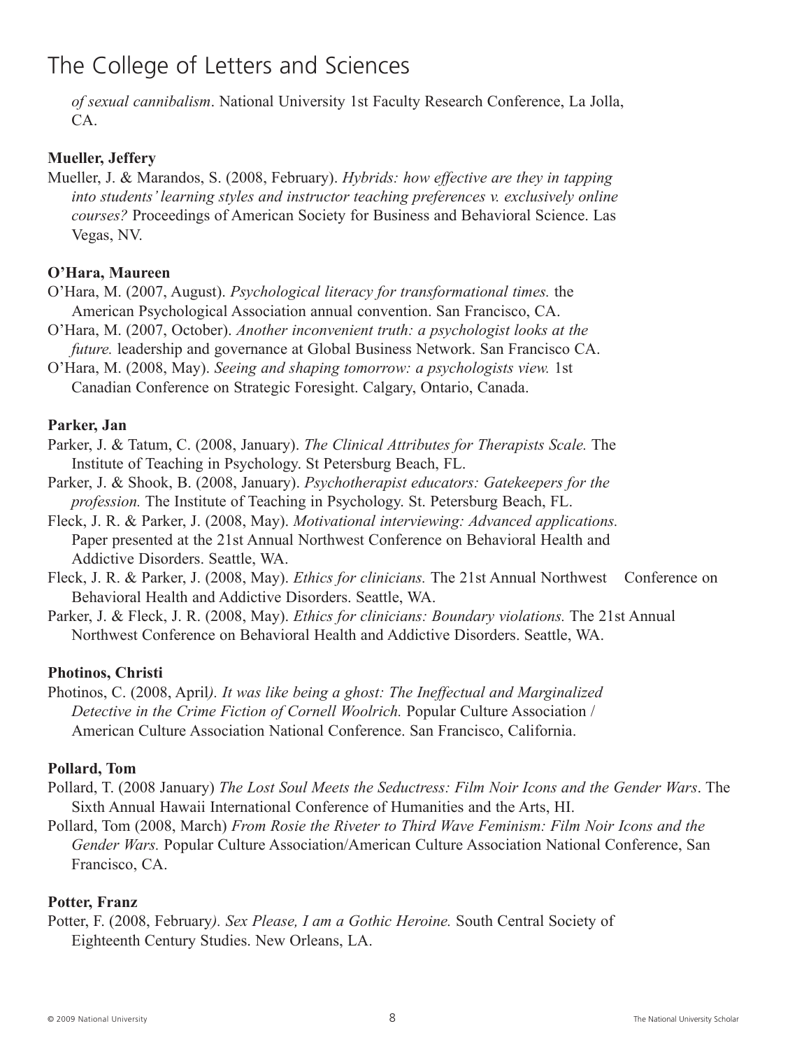*of sexual cannibalism*. National University 1st Faculty Research Conference, La Jolla, CA.

**Mueller, Jeffery**

Mueller, J. & Marandos, S. (2008, February). *Hybrids: how effective are they in tapping into students' learning styles and instructor teaching preferences v. exclusively online courses?* Proceedings of American Society for Business and Behavioral Science. Las Vegas, NV.

**O'Hara, Maureen**

O'Hara, M. (2007, August). *Psychological literacy for transformational times.* the American Psychological Association annual convention. San Francisco, CA.

O'Hara, M. (2007, October). *Another inconvenient truth: a psychologist looks at the future.* leadership and governance at Global Business Network. San Francisco CA.

O'Hara, M. (2008, May). *Seeing and shaping tomorrow: a psychologists view.* 1st Canadian Conference on Strategic Foresight. Calgary, Ontario, Canada.

**Parker, Jan**

Parker, J. & Tatum, C. (2008, January). *The Clinical Attributes for Therapists Scale.* The Institute of Teaching in Psychology. St Petersburg Beach, FL.

Parker, J. & Shook, B. (2008, January). *Psychotherapist educators: Gatekeepers for the profession.* The Institute of Teaching in Psychology. St. Petersburg Beach, FL.

Fleck, J. R. & Parker, J. (2008, May). *Motivational interviewing: Advanced applications.* Paper presented at the 21st Annual Northwest Conference on Behavioral Health and Addictive Disorders. Seattle, WA.

Fleck, J. R. & Parker, J. (2008, May). *Ethics for clinicians.* The 21st Annual Northwest Conference on Behavioral Health and Addictive Disorders. Seattle, WA.

Parker, J. & Fleck, J. R. (2008, May). *Ethics for clinicians: Boundary violations.* The 21st Annual Northwest Conference on Behavioral Health and Addictive Disorders. Seattle, WA.

**Photinos, Christi**

Photinos, C. (2008, April). *It was like being a ghost: The Ineffectual and Marginalized Detective in the Crime Fiction of Cornell Woolrich.* Popular Culture Association / American Culture Association National Conference. San Francisco, California.

**Pollard, Tom**

Pollard, T. (2008 January) *The Lost Soul Meets the Seductress: Film Noir Icons and the Gender Wars*. The Sixth Annual Hawaii International Conference of Humanities and the Arts, HI.

Pollard, Tom (2008, March) *From Rosie the Riveter to Third Wave Feminism: Film Noir Icons and the Gender Wars.* Popular Culture Association/American Culture Association National Conference, San Francisco, CA.

**Potter, Franz**

Potter, F. (2008, February). *Sex Please, I am a Gothic Heroine.* South Central Society of Eighteenth Century Studies. New Orleans, LA.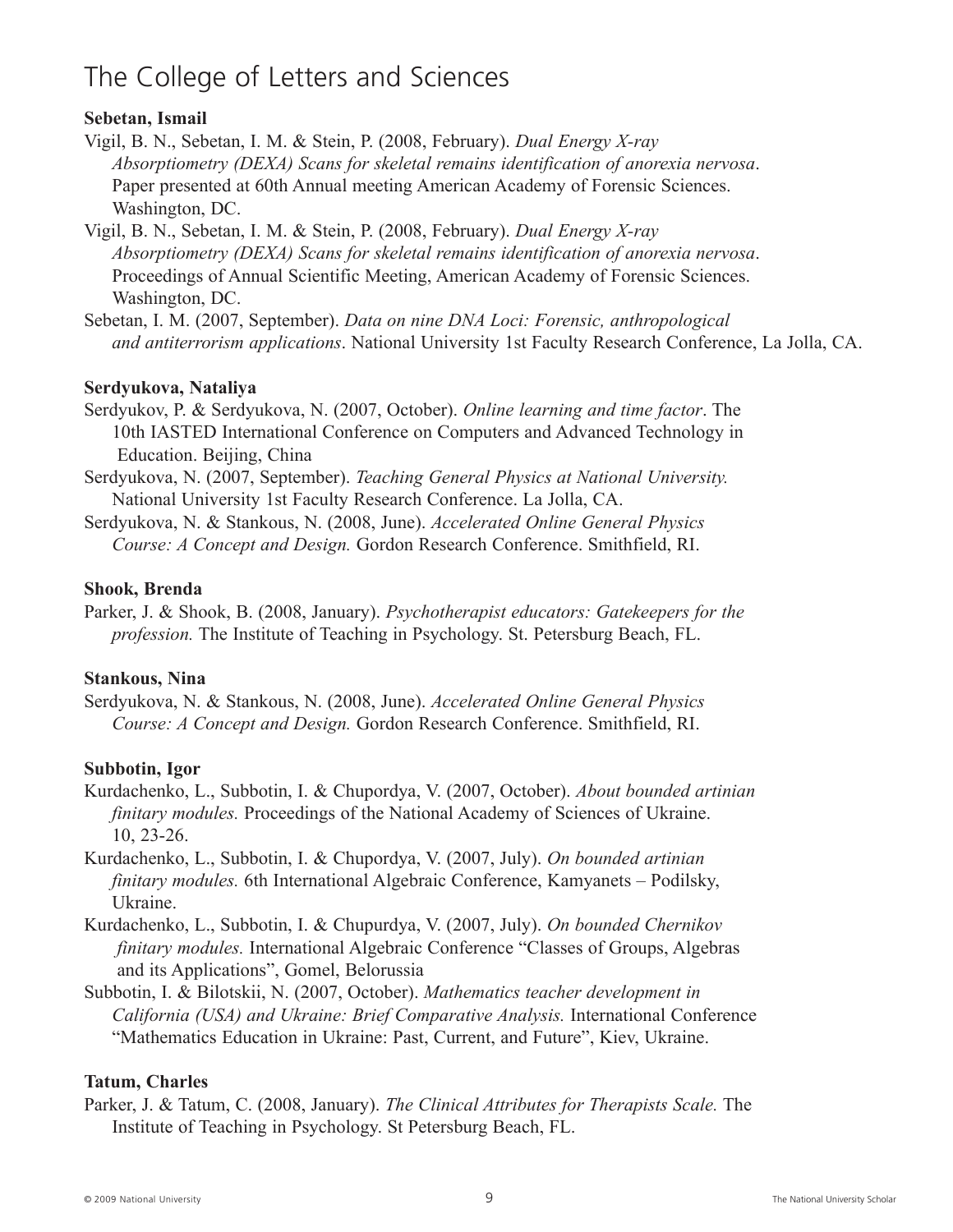# The College of Letters and Sciences

**Sebetan, Ismail**

Vigil, B. N., Sebetan, I. M. & Stein, P. (2008, February). *Dual Energy X-ray Absorptiometry (DEXA) Scans for skeletal remains identification of anorexia nervosa*. Paper presented at 60th Annual meeting American Academy of Forensic Sciences. Washington, DC.

Vigil, B. N., Sebetan, I. M. & Stein, P. (2008, February). *Dual Energy X-ray Absorptiometry (DEXA) Scans for skeletal remains identification of anorexia nervosa*. Proceedings of Annual Scientific Meeting, American Academy of Forensic Sciences. Washington, DC.

Sebetan, I. M. (2007, September). *Data on nine DNA Loci: Forensic, anthropological and antiterrorism applications*. National University 1st Faculty Research Conference, La Jolla, CA.

**Serdyukova, Nataliya**

Serdyukov, P. & Serdyukova, N. (2007, October). *Online learning and time factor*. The 10th IASTED International Conference on Computers and Advanced Technology in Education. Beijing, China

Serdyukova, N. (2007, September). *Teaching General Physics at National University.* National University 1st Faculty Research Conference. La Jolla, CA.

Serdyukova, N. & Stankous, N. (2008, June). *Accelerated Online General Physics Course: A Concept and Design.* Gordon Research Conference. Smithfield, RI.

**Shook, Brenda**

Parker, J. & Shook, B. (2008, January). *Psychotherapist educators: Gatekeepers for the profession.* The Institute of Teaching in Psychology. St. Petersburg Beach, FL.

**Stankous, Nina**

Serdyukova, N. & Stankous, N. (2008, June). *Accelerated Online General Physics Course: A Concept and Design.* Gordon Research Conference. Smithfield, RI.

**Subbotin, Igor**

Kurdachenko, L., Subbotin, I. & Chupordya, V. (2007, October). *About bounded artinian finitary modules.* Proceedings of the National Academy of Sciences of Ukraine. 10, 23-26.

Kurdachenko, L., Subbotin, I. & Chupordya, V. (2007, July). *On bounded artinian finitary modules.* 6th International Algebraic Conference, Kamyanets – Podilsky, Ukraine.

Kurdachenko, L., Subbotin, I. & Chupurdya, V. (2007, July). *On bounded Chernikov finitary modules.* International Algebraic Conference "Classes of Groups, Algebras and its Applications", Gomel, Belorussia

Subbotin, I. & Bilotskii, N. (2007, October). *Mathematics teacher development in California (USA) and Ukraine: Brief Comparative Analysis.* International Conference "Mathematics Education in Ukraine: Past, Current, and Future", Kiev, Ukraine.

**Tatum, Charles**

Parker, J. & Tatum, C. (2008, January). *The Clinical Attributes for Therapists Scale.* The Institute of Teaching in Psychology. St Petersburg Beach, FL.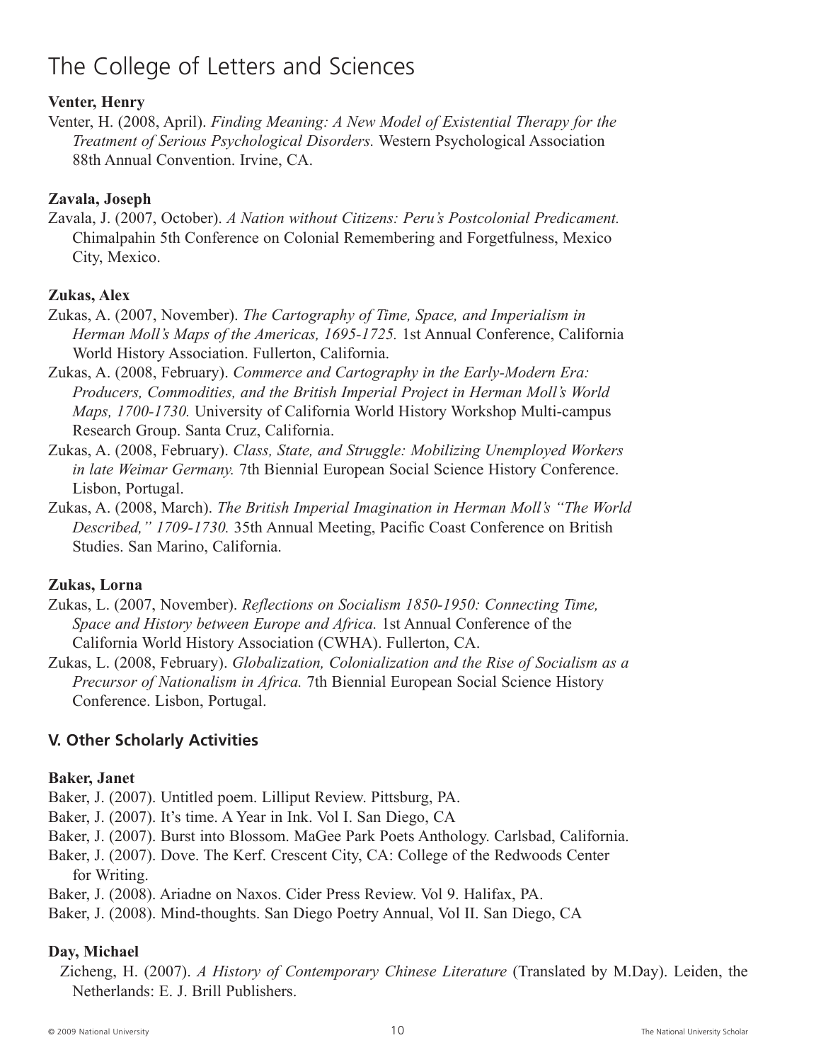# The College of Letters and Sciences

**Venter, Henry**

Venter, H. (2008, April). *Finding Meaning: A New Model of Existential Therapy for the Treatment of Serious Psychological Disorders.* Western Psychological Association 88th Annual Convention. Irvine, CA.

**Zavala, Joseph**

Zavala, J. (2007, October). *A Nation without Citizens: Peru's Postcolonial Predicament.* Chimalpahin 5th Conference on Colonial Remembering and Forgetfulness, Mexico City, Mexico.

**Zukas, Alex**

Zukas, A. (2007, November). *The Cartography of Time, Space, and Imperialism in Herman Moll's Maps of the Americas, 1695-1725.* 1st Annual Conference, California World History Association. Fullerton, California.

Zukas, A. (2008, February). *Commerce and Cartography in the Early-Modern Era: Producers, Commodities, and the British Imperial Project in Herman Moll's World Maps, 1700-1730.* University of California World History Workshop Multi-campus Research Group. Santa Cruz, California.

Zukas, A. (2008, February). *Class, State, and Struggle: Mobilizing Unemployed Workers in late Weimar Germany.* 7th Biennial European Social Science History Conference. Lisbon, Portugal.

Zukas, A. (2008, March). *The British Imperial Imagination in Herman Moll's "The World Described," 1709-1730.* 35th Annual Meeting, Pacific Coast Conference on British Studies. San Marino, California.

**Zukas, Lorna**

Zukas, L. (2007, November). *Reflections on Socialism 1850-1950: Connecting Time, Space and History between Europe and Africa.* 1st Annual Conference of the California World History Association (CWHA). Fullerton, CA.

Zukas, L. (2008, February). *Globalization, Colonialization and the Rise of Socialism as a Precursor of Nationalism in Africa.* 7th Biennial European Social Science History Conference. Lisbon, Portugal.

## V. Other Scholarly Activities

**Baker, Janet**

Baker, J. (2007). Untitled poem. Lilliput Review. Pittsburg, PA.

Baker, J. (2007). It's time. A Year in Ink. Vol I. San Diego, CA

Baker, J. (2007). Burst into Blossom. MaGee Park Poets Anthology. Carlsbad, California.

Baker, J. (2007). Dove. The Kerf. Crescent City, CA: College of the Redwoods Center for Writing.

Baker, J. (2008). Ariadne on Naxos. Cider Press Review. Vol 9. Halifax, PA.

Baker, J. (2008). Mind-thoughts. San Diego Poetry Annual, Vol II. San Diego, CA

**Day, Michael**

Zicheng, H. (2007). *A History of Contemporary Chinese Literature* (Translated by M.Day). Leiden, the Netherlands: E. J. Brill Publishers.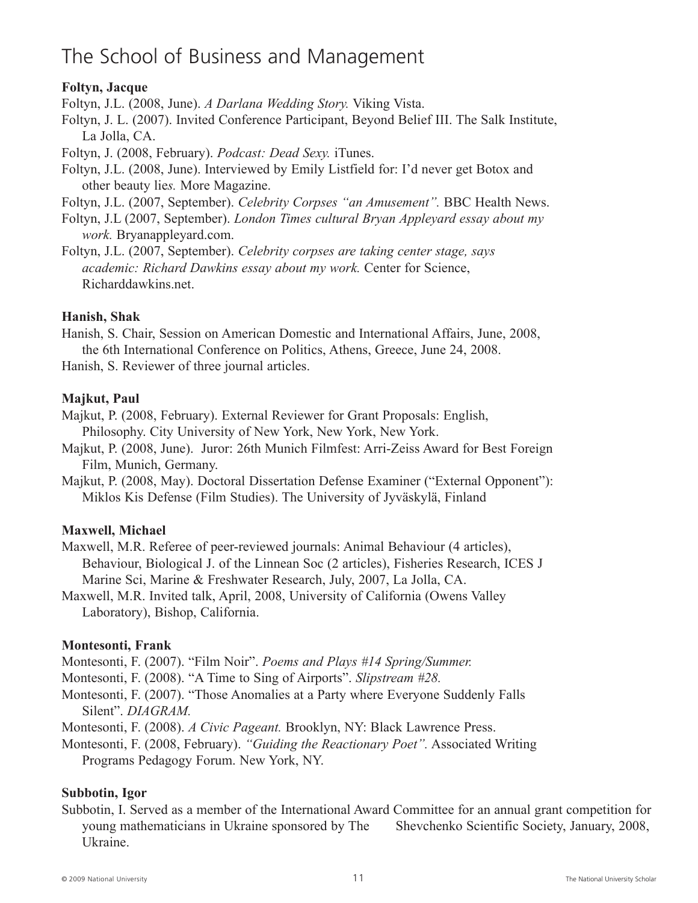# The School of Business and Management

**Foltyn, Jacque**

Foltyn, J.L. (2008, June). *A Darlana Wedding Story.* Viking Vista.

Foltyn, J. L. (2007). Invited Conference Participant, Beyond Belief III. The Salk Institute, La Jolla, CA.

Foltyn, J. (2008, February). *Podcast: Dead Sexy.* iTunes.

Foltyn, J.L. (2008, June). Interviewed by Emily Listfield for: I'd never get Botox and other beauty lie*s.* More Magazine.

Foltyn, J.L. (2007, September). *Celebrity Corpses "an Amusement".* BBC Health News.

Foltyn, J.L (2007, September). *London Times cultural Bryan Appleyard essay about my work.* Bryanappleyard.com.

Foltyn, J.L. (2007, September). *Celebrity corpses are taking center stage, says academic: Richard Dawkins essay about my work.* Center for Science, Richarddawkins.net.

**Hanish, Shak**

Hanish, S. Chair, Session on American Domestic and International Affairs, June, 2008, the 6th International Conference on Politics, Athens, Greece, June 24, 2008.

Hanish, S. Reviewer of three journal articles.

**Majkut, Paul**

Majkut, P. (2008, February). External Reviewer for Grant Proposals: English, Philosophy. City University of New York, New York, New York.

Majkut, P. (2008, June). Juror: 26th Munich Filmfest: Arri-Zeiss Award for Best Foreign Film, Munich, Germany.

Majkut, P. (2008, May). Doctoral Dissertation Defense Examiner ("External Opponent"): Miklos Kis Defense (Film Studies). The University of Jyväskylä, Finland

**Maxwell, Michael**

Maxwell, M.R. Referee of peer-reviewed journals: Animal Behaviour (4 articles), Behaviour, Biological J. of the Linnean Soc (2 articles), Fisheries Research, ICES J Marine Sci, Marine & Freshwater Research, July, 2007, La Jolla, CA.

Maxwell, M.R. Invited talk, April, 2008, University of California (Owens Valley Laboratory), Bishop, California.

**Montesonti, Frank**

Montesonti, F. (2007). "Film Noir". *Poems and Plays #14 Spring/Summer.*

Montesonti, F. (2008). "A Time to Sing of Airports". *Slipstream #28.*

Montesonti, F. (2007). "Those Anomalies at a Party where Everyone Suddenly Falls Silent". *DIAGRAM.*

Montesonti, F. (2008). *A Civic Pageant.* Brooklyn, NY: Black Lawrence Press.

Montesonti, F. (2008, February). *"Guiding the Reactionary Poet".* Associated Writing Programs Pedagogy Forum. New York, NY.

**Subbotin, Igor**

Subbotin, I. Served as a member of the International Award Committee for an annual grant competition for young mathematicians in Ukraine sponsored by The Shevchenko Scientific Society, January, 2008, Ukraine.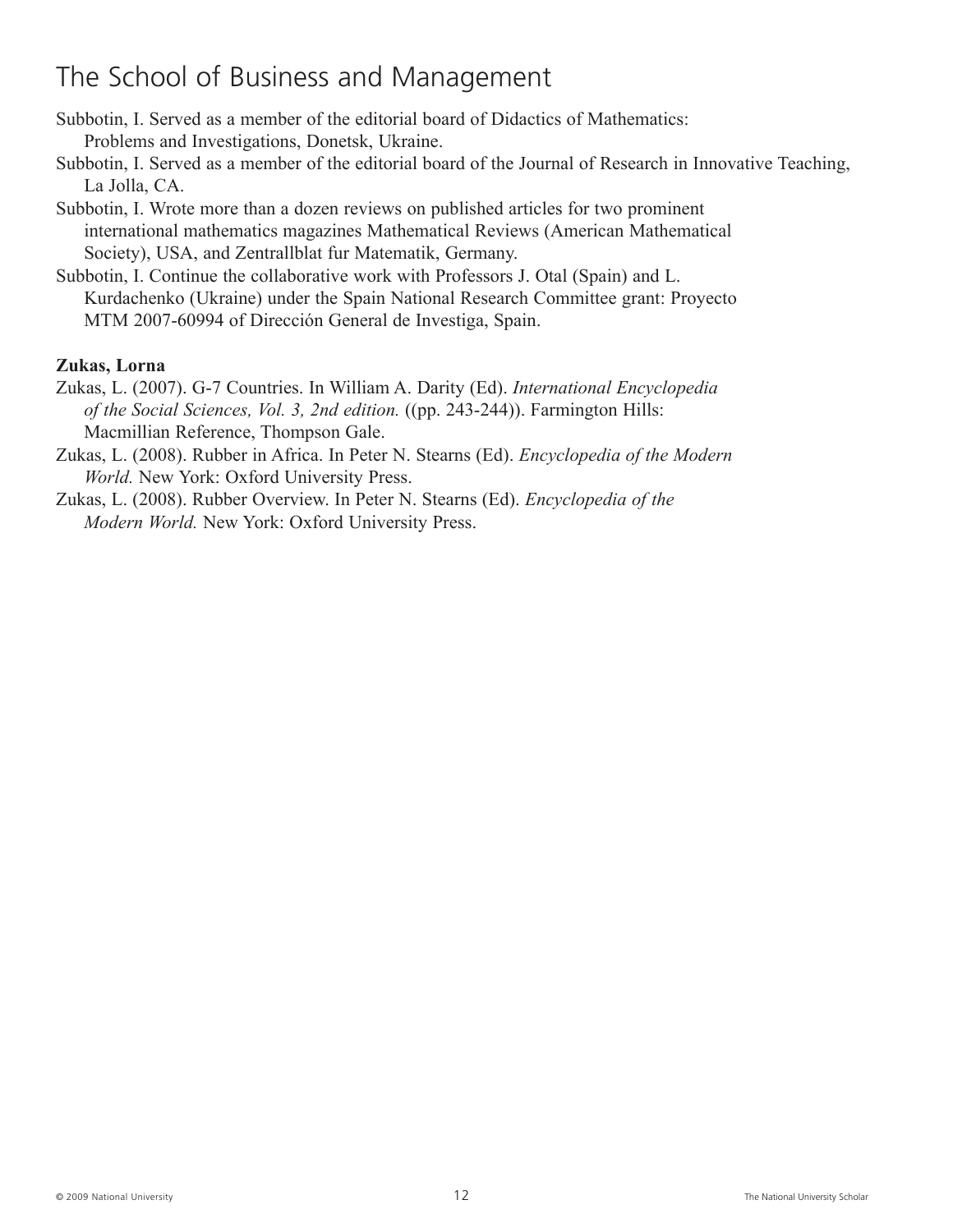# The School of Business and Management

Subbotin, I. Served as a member of the editorial board of Didactics of Mathematics: Problems and Investigations, Donetsk, Ukraine.

Subbotin, I. Served as a member of the editorial board of the Journal of Research in Innovative Teaching, La Jolla, CA.

Subbotin, I. Wrote more than a dozen reviews on published articles for two prominent international mathematics magazines Mathematical Reviews (American Mathematical Society), USA, and Zentrallblat fur Matematik, Germany.

Subbotin, I. Continue the collaborative work with Professors J. Otal (Spain) and L. Kurdachenko (Ukraine) under the Spain National Research Committee grant: Proyecto MTM 2007-60994 of Dirección General de Investiga, Spain.

**Zukas, Lorna**

Zukas, L. (2007). G-7 Countries. In William A. Darity (Ed). *International Encyclopedia of the Social Sciences, Vol. 3, 2nd edition.* ((pp. 243-244)). Farmington Hills: Macmillian Reference, Thompson Gale.

Zukas, L. (2008). Rubber in Africa. In Peter N. Stearns (Ed). *Encyclopedia of the Modern World.* New York: Oxford University Press.

Zukas, L. (2008). Rubber Overview. In Peter N. Stearns (Ed). *Encyclopedia of the Modern World.* New York: Oxford University Press.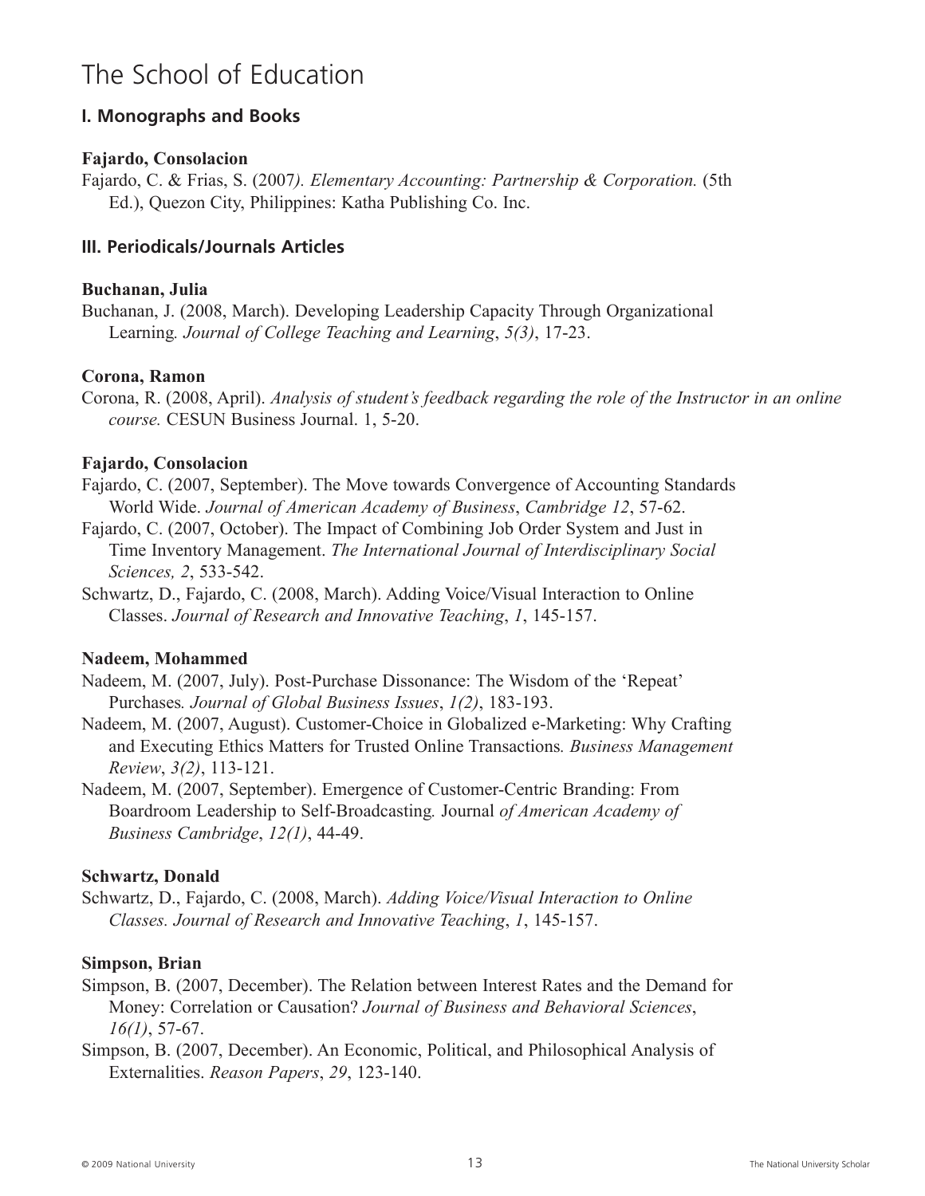# The School of Education

## I. Monographs and Books

**Fajardo, Consolacion**

Fajardo, C. & Frias, S. (2007*). Elementary Accounting: Partnership & Corporation.* (5th Ed.), Quezon City, Philippines: Katha Publishing Co. Inc.

## III. Periodicals/Journals Articles

**Buchanan, Julia**

Buchanan, J. (2008, March). Developing Leadership Capacity Through Organizational Learning*. Journal of College Teaching and Learning*, *5(3)*, 17-23.

**Corona, Ramon**

Corona, R. (2008, April). *Analysis of student's feedback regarding the role of the Instructor in an online course.* CESUN Business Journal. 1, 5-20.

**Fajardo, Consolacion**

Fajardo, C. (2007, September). The Move towards Convergence of Accounting Standards World Wide. *Journal of American Academy of Business*, *Cambridge 12*, 57-62.

Fajardo, C. (2007, October). The Impact of Combining Job Order System and Just in Time Inventory Management. *The International Journal of Interdisciplinary Social Sciences, 2*, 533-542.

Schwartz, D., Fajardo, C. (2008, March). Adding Voice/Visual Interaction to Online Classes. *Journal of Research and Innovative Teaching*, *1*, 145-157.

**Nadeem, Mohammed**

Nadeem, M. (2007, July). Post-Purchase Dissonance: The Wisdom of the 'Repeat' Purchases*. Journal of Global Business Issues*, *1(2)*, 183-193.

Nadeem, M. (2007, August). Customer-Choice in Globalized e-Marketing: Why Crafting and Executing Ethics Matters for Trusted Online Transactions*. Business Management Review*, *3(2)*, 113-121.

Nadeem, M. (2007, September). Emergence of Customer-Centric Branding: From Boardroom Leadership to Self-Broadcasting*.* Journal *of American Academy of Business Cambridge*, *12(1)*, 44-49.

**Schwartz, Donald**

Schwartz, D., Fajardo, C. (2008, March). *Adding Voice/Visual Interaction to Online Classes. Journal of Research and Innovative Teaching*, *1*, 145-157.

**Simpson, Brian**

Simpson, B. (2007, December). The Relation between Interest Rates and the Demand for Money: Correlation or Causation? *Journal of Business and Behavioral Sciences*, *16(1)*, 57-67.

Simpson, B. (2007, December). An Economic, Political, and Philosophical Analysis of Externalities. *Reason Papers*, *29*, 123-140.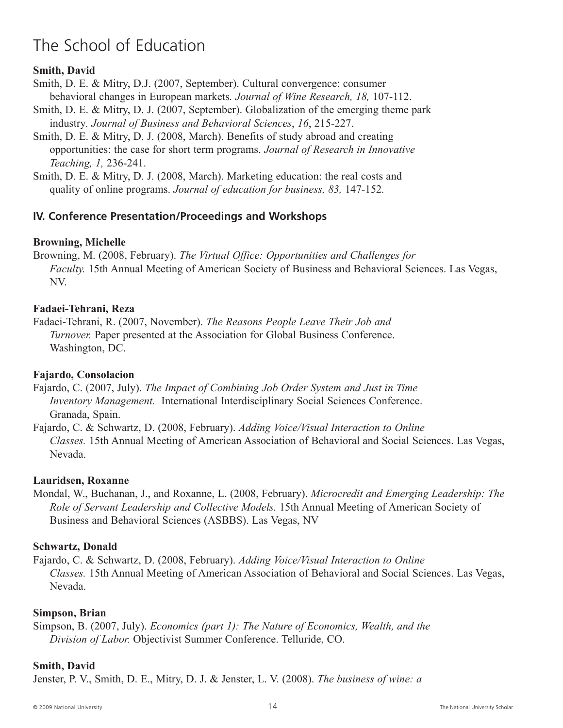# The School of Education

**Smith, David**

Smith, D. E. & Mitry, D.J. (2007, September). Cultural convergence: consumer behavioral changes in European markets*. Journal of Wine Research, 18,* 107-112.

Smith, D. E. & Mitry, D. J. (2007, September). Globalization of the emerging theme park industry*. Journal of Business and Behavioral Sciences*, *16*, 215-227.

Smith, D. E. & Mitry, D. J. (2008, March). Benefits of study abroad and creating opportunities: the case for short term programs. *Journal of Research in Innovative Teaching, 1,* 236-241.

Smith, D. E. & Mitry, D. J. (2008, March). Marketing education: the real costs and quality of online programs. *Journal of education for business, 83,* 147-152*.*

## IV. Conference Presentation/Proceedings and Workshops

**Browning, Michelle**

Browning, M. (2008, February). *The Virtual Office: Opportunities and Challenges for Faculty.* 15th Annual Meeting of American Society of Business and Behavioral Sciences. Las Vegas, NV.

**Fadaei-Tehrani, Reza**

Fadaei-Tehrani, R. (2007, November). *The Reasons People Leave Their Job and Turnover.* Paper presented at the Association for Global Business Conference. Washington, DC.

**Fajardo, Consolacion**

Fajardo, C. (2007, July). *The Impact of Combining Job Order System and Just in Time Inventory Management.* International Interdisciplinary Social Sciences Conference. Granada, Spain.

Fajardo, C. & Schwartz, D. (2008, February). *Adding Voice/Visual Interaction to Online Classes.* 15th Annual Meeting of American Association of Behavioral and Social Sciences. Las Vegas, Nevada.

**Lauridsen, Roxanne**

Mondal, W., Buchanan, J., and Roxanne, L. (2008, February). *Microcredit and Emerging Leadership: The Role of Servant Leadership and Collective Models.* 15th Annual Meeting of American Society of Business and Behavioral Sciences (ASBBS). Las Vegas, NV

**Schwartz, Donald**

Fajardo, C. & Schwartz, D. (2008, February). *Adding Voice/Visual Interaction to Online Classes.* 15th Annual Meeting of American Association of Behavioral and Social Sciences. Las Vegas, Nevada.

**Simpson, Brian**

Simpson, B. (2007, July). *Economics (part 1): The Nature of Economics, Wealth, and the Division of Labor.* Objectivist Summer Conference. Telluride, CO.

**Smith, David**

Jenster, P. V., Smith, D. E., Mitry, D. J. & Jenster, L. V. (2008). *The business of wine: a*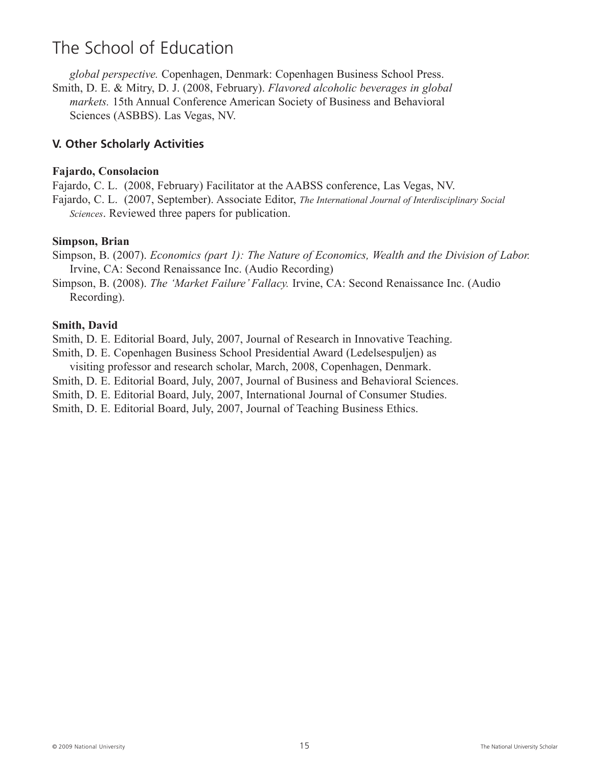# The School of Education

*global perspective.* Copenhagen, Denmark: Copenhagen Business School Press.

Smith, D. E. & Mitry, D. J. (2008, February). *Flavored alcoholic beverages in global markets.* 15th Annual Conference American Society of Business and Behavioral Sciences (ASBBS). Las Vegas, NV.

## V. Other Scholarly Activities

**Fajardo, Consolacion**

Fajardo, C. L. (2008, February) Facilitator at the AABSS conference, Las Vegas, NV.

Fajardo, C. L. (2007, September). Associate Editor, *The International Journal of Interdisciplinary Social Sciences*. Reviewed three papers for publication.

**Simpson, Brian**

Simpson, B. (2007). *Economics (part 1): The Nature of Economics, Wealth and the Division of Labor.* Irvine, CA: Second Renaissance Inc. (Audio Recording)

Simpson, B. (2008). *The 'Market Failure' Fallacy.* Irvine, CA: Second Renaissance Inc. (Audio Recording).

**Smith, David**

Smith, D. E. Editorial Board, July, 2007, Journal of Research in Innovative Teaching.

Smith, D. E. Copenhagen Business School Presidential Award (Ledelsespuljen) as visiting professor and research scholar, March, 2008, Copenhagen, Denmark.

Smith, D. E. Editorial Board, July, 2007, Journal of Business and Behavioral Sciences.

Smith, D. E. Editorial Board, July, 2007, International Journal of Consumer Studies.

Smith, D. E. Editorial Board, July, 2007, Journal of Teaching Business Ethics.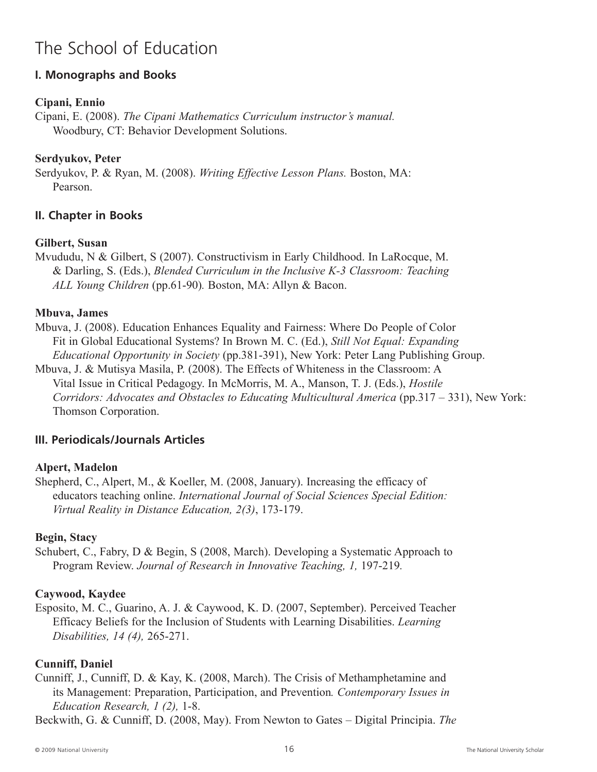# The School of Education

## I. Monographs and Books

**Cipani, Ennio**

Cipani, E. (2008). *The Cipani Mathematics Curriculum instructor's manual.* Woodbury, CT: Behavior Development Solutions.

**Serdyukov, Peter**

Serdyukov, P. & Ryan, M. (2008). *Writing Effective Lesson Plans.* Boston, MA: Pearson.

## II. Chapter in Books

**Gilbert, Susan**

Mvududu, N & Gilbert, S (2007). Constructivism in Early Childhood. In LaRocque, M. & Darling, S. (Eds.), *Blended Curriculum in the Inclusive K-3 Classroom: Teaching ALL Young Children* (pp.61-90)*.* Boston, MA: Allyn & Bacon.

**Mbuva, James**

Mbuva, J. (2008). Education Enhances Equality and Fairness: Where Do People of Color Fit in Global Educational Systems? In Brown M. C. (Ed.), *Still Not Equal: Expanding Educational Opportunity in Society* (pp.381-391), New York: Peter Lang Publishing Group.

Mbuva, J. & Mutisya Masila, P. (2008). The Effects of Whiteness in the Classroom: A Vital Issue in Critical Pedagogy. In McMorris, M. A., Manson, T. J. (Eds.), *Hostile Corridors: Advocates and Obstacles to Educating Multicultural America* (pp.317 – 331), New York: Thomson Corporation.

## III. Periodicals/Journals Articles

**Alpert, Madelon**

Shepherd, C., Alpert, M., & Koeller, M. (2008, January). Increasing the efficacy of educators teaching online. *International Journal of Social Sciences Special Edition: Virtual Reality in Distance Education, 2(3)*, 173-179.

**Begin, Stacy**

Schubert, C., Fabry, D & Begin, S (2008, March). Developing a Systematic Approach to Program Review. *Journal of Research in Innovative Teaching, 1,* 197-219*.*

**Caywood, Kaydee**

Esposito, M. C., Guarino, A. J. & Caywood, K. D. (2007, September). Perceived Teacher Efficacy Beliefs for the Inclusion of Students with Learning Disabilities. *Learning Disabilities, 14 (4),* 265-271.

**Cunniff, Daniel**

Cunniff, J., Cunniff, D. & Kay, K. (2008, March). The Crisis of Methamphetamine and its Management: Preparation, Participation, and Prevention*. Contemporary Issues in Education Research, 1 (2),* 1-8.

Beckwith, G. & Cunniff, D. (2008, May). From Newton to Gates – Digital Principia. *The*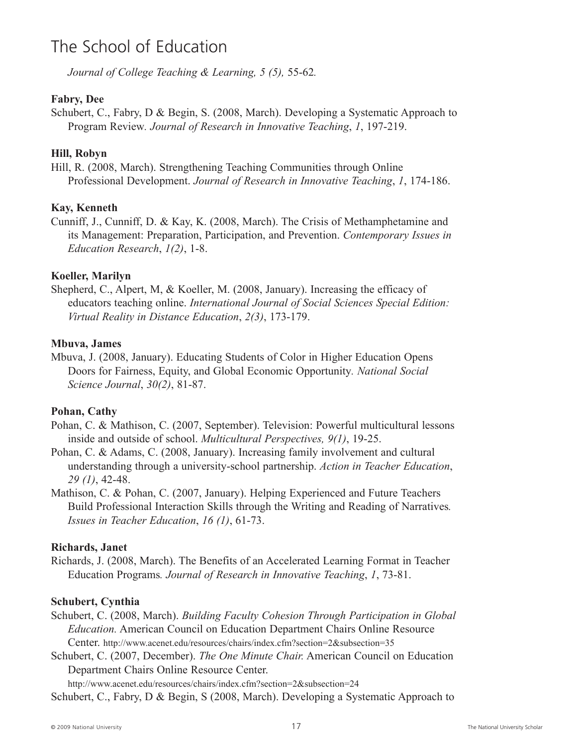# The School of Education

*Journal of College Teaching & Learning, 5 (5),* 55-62*.*

**Fabry, Dee**

Schubert, C., Fabry, D & Begin, S. (2008, March). Developing a Systematic Approach to Program Review*. Journal of Research in Innovative Teaching*, *1*, 197-219.

**Hill, Robyn**

Hill, R. (2008, March). Strengthening Teaching Communities through Online Professional Development. *Journal of Research in Innovative Teaching*, *1*, 174-186.

**Kay, Kenneth**

Cunniff, J., Cunniff, D. & Kay, K. (2008, March). The Crisis of Methamphetamine and its Management: Preparation, Participation, and Prevention. *Contemporary Issues in Education Research*, *1(2)*, 1-8.

**Koeller, Marilyn**

Shepherd, C., Alpert, M, & Koeller, M. (2008, January). Increasing the efficacy of educators teaching online. *International Journal of Social Sciences Special Edition: Virtual Reality in Distance Education*, *2(3)*, 173-179.

**Mbuva, James**

Mbuva, J. (2008, January). Educating Students of Color in Higher Education Opens Doors for Fairness, Equity, and Global Economic Opportunity*. National Social Science Journal*, *30(2)*, 81-87.

**Pohan, Cathy**

Pohan, C. & Mathison, C. (2007, September). Television: Powerful multicultural lessons inside and outside of school. *Multicultural Perspectives, 9(1)*, 19-25.

Pohan, C. & Adams, C. (2008, January). Increasing family involvement and cultural understanding through a university-school partnership. *Action in Teacher Education*, *29 (1)*, 42-48.

Mathison, C. & Pohan, C. (2007, January). Helping Experienced and Future Teachers Build Professional Interaction Skills through the Writing and Reading of Narratives*. Issues in Teacher Education*, *16 (1)*, 61-73.

**Richards, Janet**

Richards, J. (2008, March). The Benefits of an Accelerated Learning Format in Teacher Education Programs*. Journal of Research in Innovative Teaching*, *1*, 73-81.

**Schubert, Cynthia**

Schubert, C. (2008, March). *Building Faculty Cohesion Through Participation in Global Education.* American Council on Education Department Chairs Online Resource Center. http://www.acenet.edu/resources/chairs/index.cfm?section=2&subsection=35

Schubert, C. (2007, December). *The One Minute Chair.* American Council on Education Department Chairs Online Resource Center. http://www.acenet.edu/resources/chairs/index.cfm?section=2&subsection=24

Schubert, C., Fabry, D & Begin, S (2008, March). Developing a Systematic Approach to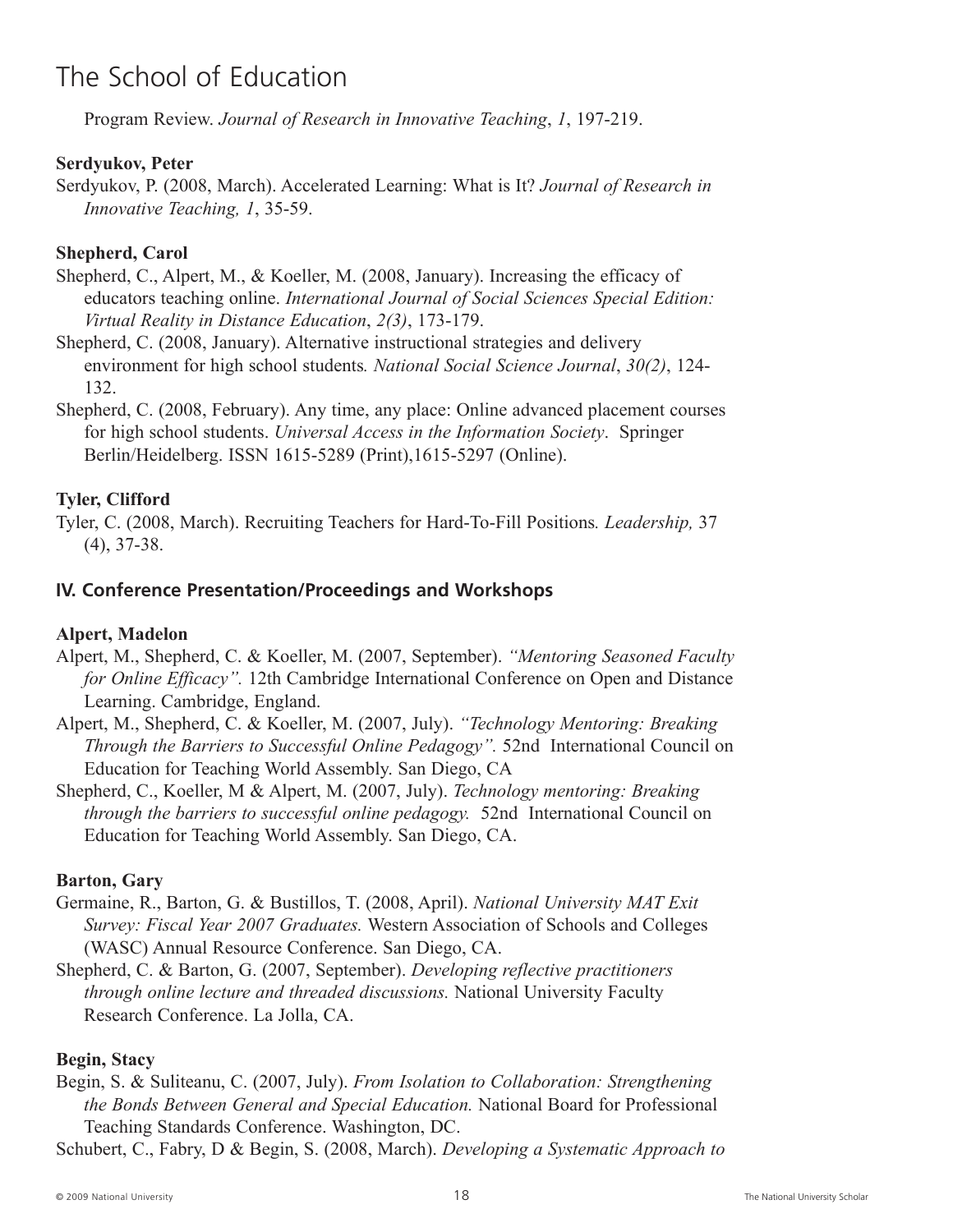Program Review. *Journal of Research in Innovative Teaching*, *1*, 197-219.

**Serdyukov, Peter**

Serdyukov, P. (2008, March). Accelerated Learning: What is It? *Journal of Research in Innovative Teaching, 1*, 35-59.

**Shepherd, Carol**

Shepherd, C., Alpert, M., & Koeller, M. (2008, January). Increasing the efficacy of educators teaching online. *International Journal of Social Sciences Special Edition: Virtual Reality in Distance Education*, *2(3)*, 173-179.

Shepherd, C. (2008, January). Alternative instructional strategies and delivery environment for high school students*. National Social Science Journal*, *30(2)*, 124-132.

Shepherd, C. (2008, February). Any time, any place: Online advanced placement courses for high school students. *Universal Access in the Information Society*. Springer Berlin/Heidelberg. ISSN 1615-5289 (Print),1615-5297 (Online).

**Tyler, Clifford**

Tyler, C. (2008, March). Recruiting Teachers for Hard-To-Fill Positions*. Leadership,* 37 (4), 37-38.

## IV. Conference Presentation/Proceedings and Workshops

**Alpert, Madelon**

Alpert, M., Shepherd, C. & Koeller, M. (2007, September). *"Mentoring Seasoned Faculty for Online Efficacy".* 12th Cambridge International Conference on Open and Distance Learning. Cambridge, England.

Alpert, M., Shepherd, C. & Koeller, M. (2007, July). *"Technology Mentoring: Breaking Through the Barriers to Successful Online Pedagogy".* 52nd International Council on Education for Teaching World Assembly. San Diego, CA

Shepherd, C., Koeller, M & Alpert, M. (2007, July). *Technology mentoring: Breaking through the barriers to successful online pedagogy.* 52nd International Council on Education for Teaching World Assembly. San Diego, CA.

**Barton, Gary**

Germaine, R., Barton, G. & Bustillos, T. (2008, April). *National University MAT Exit Survey: Fiscal Year 2007 Graduates.* Western Association of Schools and Colleges (WASC) Annual Resource Conference. San Diego, CA.

Shepherd, C. & Barton, G. (2007, September). *Developing reflective practitioners through online lecture and threaded discussions.* National University Faculty Research Conference. La Jolla, CA.

**Begin, Stacy**

Begin, S. & Suliteanu, C. (2007, July). *From Isolation to Collaboration: Strengthening the Bonds Between General and Special Education.* National Board for Professional Teaching Standards Conference. Washington, DC.

Schubert, C., Fabry, D & Begin, S. (2008, March). *Developing a Systematic Approach to*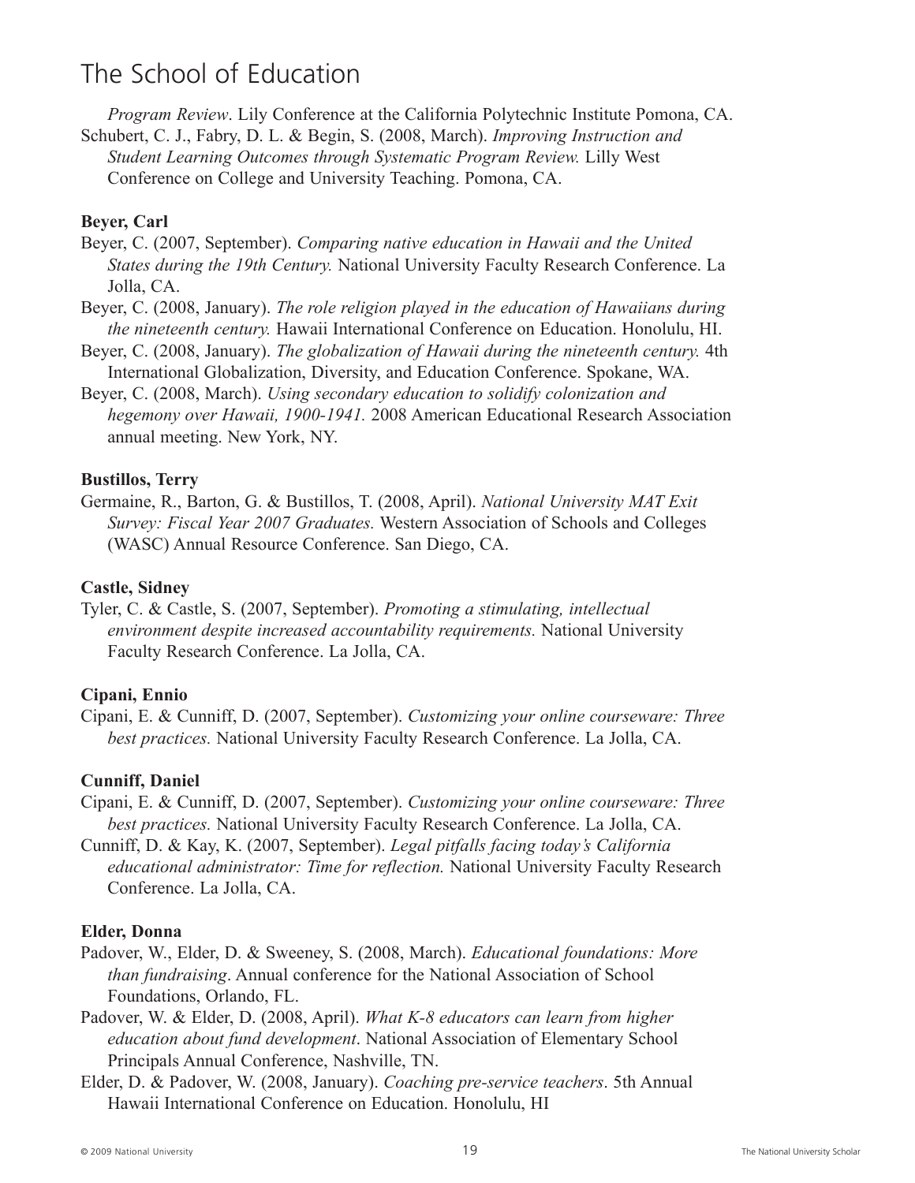*Program Review*. Lily Conference at the California Polytechnic Institute Pomona, CA.

Schubert, C. J., Fabry, D. L. & Begin, S. (2008, March). *Improving Instruction and Student Learning Outcomes through Systematic Program Review.* Lilly West Conference on College and University Teaching. Pomona, CA.

**Beyer, Carl**

Beyer, C. (2007, September). *Comparing native education in Hawaii and the United States during the 19th Century.* National University Faculty Research Conference. La Jolla, CA.

Beyer, C. (2008, January). *The role religion played in the education of Hawaiians during the nineteenth century.* Hawaii International Conference on Education. Honolulu, HI.

Beyer, C. (2008, January). *The globalization of Hawaii during the nineteenth century.* 4th International Globalization, Diversity, and Education Conference. Spokane, WA.

Beyer, C. (2008, March). *Using secondary education to solidify colonization and hegemony over Hawaii, 1900-1941.* 2008 American Educational Research Association annual meeting. New York, NY.

**Bustillos, Terry**

Germaine, R., Barton, G. & Bustillos, T. (2008, April). *National University MAT Exit Survey: Fiscal Year 2007 Graduates.* Western Association of Schools and Colleges (WASC) Annual Resource Conference. San Diego, CA.

**Castle, Sidney**

Tyler, C. & Castle, S. (2007, September). *Promoting a stimulating, intellectual environment despite increased accountability requirements.* National University Faculty Research Conference. La Jolla, CA.

**Cipani, Ennio**

Cipani, E. & Cunniff, D. (2007, September). *Customizing your online courseware: Three best practices.* National University Faculty Research Conference. La Jolla, CA.

**Cunniff, Daniel**

Cipani, E. & Cunniff, D. (2007, September). *Customizing your online courseware: Three best practices.* National University Faculty Research Conference. La Jolla, CA.

Cunniff, D. & Kay, K. (2007, September). *Legal pitfalls facing today's California educational administrator: Time for reflection.* National University Faculty Research Conference. La Jolla, CA.

**Elder, Donna**

Padover, W., Elder, D. & Sweeney, S. (2008, March). *Educational foundations: More than fundraising*. Annual conference for the National Association of School Foundations, Orlando, FL.

Padover, W. & Elder, D. (2008, April). *What K-8 educators can learn from higher education about fund development*. National Association of Elementary School Principals Annual Conference, Nashville, TN.

Elder, D. & Padover, W. (2008, January). *Coaching pre-service teachers*. 5th Annual Hawaii International Conference on Education. Honolulu, HI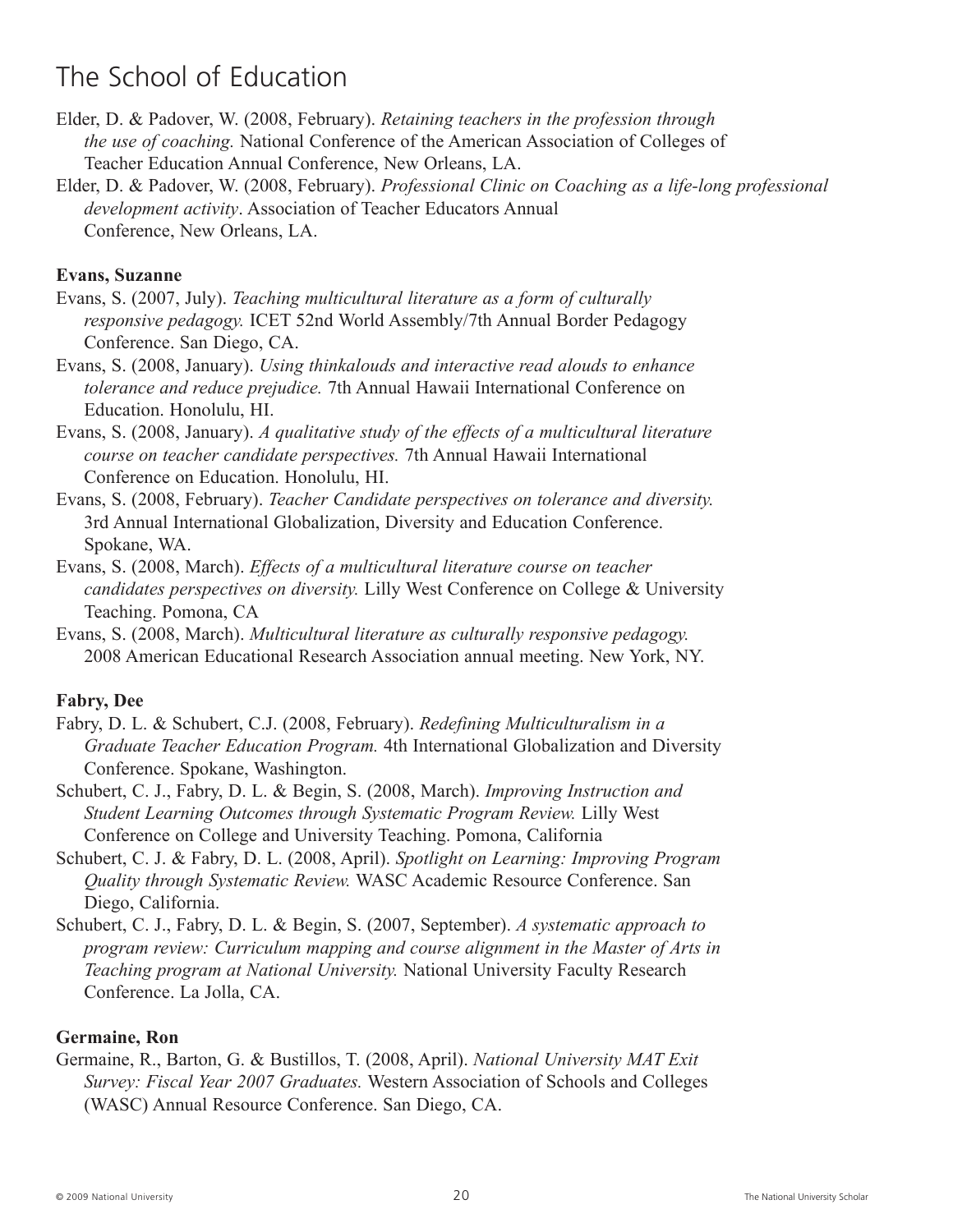# The School of Education

Elder, D. & Padover, W. (2008, February). *Retaining teachers in the profession through the use of coaching.* National Conference of the American Association of Colleges of Teacher Education Annual Conference, New Orleans, LA.

Elder, D. & Padover, W. (2008, February). *Professional Clinic on Coaching as a life-long professional development activity*. Association of Teacher Educators Annual Conference, New Orleans, LA.

**Evans, Suzanne**

Evans, S. (2007, July). *Teaching multicultural literature as a form of culturally responsive pedagogy.* ICET 52nd World Assembly/7th Annual Border Pedagogy Conference. San Diego, CA.

Evans, S. (2008, January). *Using thinkalouds and interactive read alouds to enhance tolerance and reduce prejudice.* 7th Annual Hawaii International Conference on Education. Honolulu, HI.

Evans, S. (2008, January). *A qualitative study of the effects of a multicultural literature course on teacher candidate perspectives.* 7th Annual Hawaii International Conference on Education. Honolulu, HI.

Evans, S. (2008, February). *Teacher Candidate perspectives on tolerance and diversity.* 3rd Annual International Globalization, Diversity and Education Conference. Spokane, WA.

Evans, S. (2008, March). *Effects of a multicultural literature course on teacher candidates perspectives on diversity.* Lilly West Conference on College & University Teaching. Pomona, CA

Evans, S. (2008, March). *Multicultural literature as culturally responsive pedagogy.* 2008 American Educational Research Association annual meeting. New York, NY.

**Fabry, Dee**

Fabry, D. L. & Schubert, C.J. (2008, February). *Redefining Multiculturalism in a Graduate Teacher Education Program.* 4th International Globalization and Diversity Conference. Spokane, Washington.

Schubert, C. J., Fabry, D. L. & Begin, S. (2008, March). *Improving Instruction and Student Learning Outcomes through Systematic Program Review.* Lilly West Conference on College and University Teaching. Pomona, California

Schubert, C. J. & Fabry, D. L. (2008, April). *Spotlight on Learning: Improving Program Quality through Systematic Review.* WASC Academic Resource Conference. San Diego, California.

Schubert, C. J., Fabry, D. L. & Begin, S. (2007, September). *A systematic approach to program review: Curriculum mapping and course alignment in the Master of Arts in Teaching program at National University.* National University Faculty Research Conference. La Jolla, CA.

**Germaine, Ron**

Germaine, R., Barton, G. & Bustillos, T. (2008, April). *National University MAT Exit Survey: Fiscal Year 2007 Graduates.* Western Association of Schools and Colleges (WASC) Annual Resource Conference. San Diego, CA.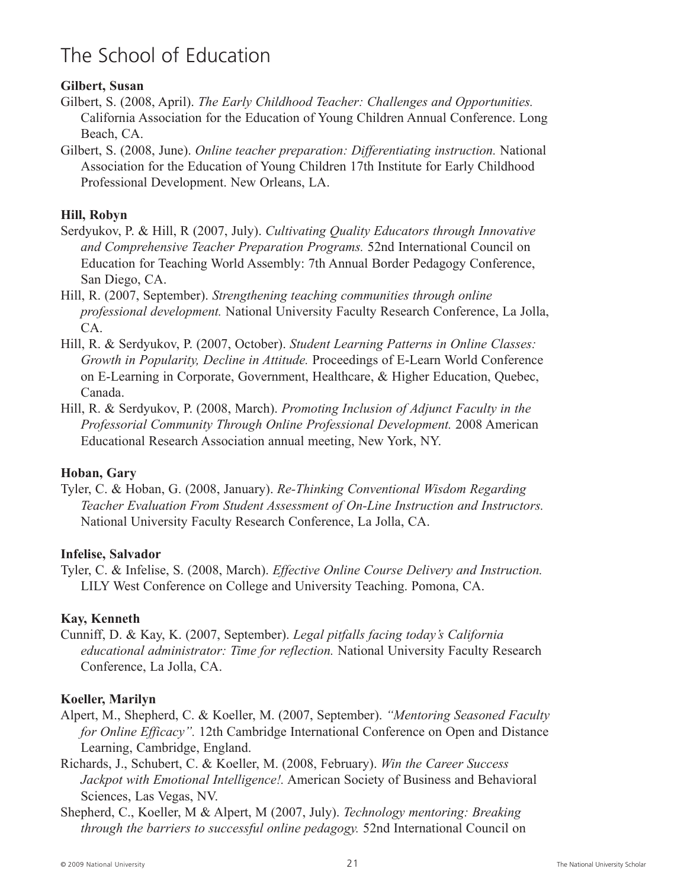# The School of Education

**Gilbert, Susan**

Gilbert, S. (2008, April). *The Early Childhood Teacher: Challenges and Opportunities.* California Association for the Education of Young Children Annual Conference. Long Beach, CA.

Gilbert, S. (2008, June). *Online teacher preparation: Differentiating instruction.* National Association for the Education of Young Children 17th Institute for Early Childhood Professional Development. New Orleans, LA.

**Hill, Robyn**

Serdyukov, P. & Hill, R (2007, July). *Cultivating Quality Educators through Innovative and Comprehensive Teacher Preparation Programs.* 52nd International Council on Education for Teaching World Assembly: 7th Annual Border Pedagogy Conference, San Diego, CA.

Hill, R. (2007, September). *Strengthening teaching communities through online professional development.* National University Faculty Research Conference, La Jolla, CA.

Hill, R. & Serdyukov, P. (2007, October). *Student Learning Patterns in Online Classes: Growth in Popularity, Decline in Attitude.* Proceedings of E-Learn World Conference on E-Learning in Corporate, Government, Healthcare, & Higher Education, Quebec, Canada.

Hill, R. & Serdyukov, P. (2008, March). *Promoting Inclusion of Adjunct Faculty in the Professorial Community Through Online Professional Development.* 2008 American Educational Research Association annual meeting, New York, NY.

**Hoban, Gary**

Tyler, C. & Hoban, G. (2008, January). *Re-Thinking Conventional Wisdom Regarding Teacher Evaluation From Student Assessment of On-Line Instruction and Instructors.* National University Faculty Research Conference, La Jolla, CA.

**Infelise, Salvador**

Tyler, C. & Infelise, S. (2008, March). *Effective Online Course Delivery and Instruction.* LILY West Conference on College and University Teaching. Pomona, CA.

**Kay, Kenneth**

Cunniff, D. & Kay, K. (2007, September). *Legal pitfalls facing today's California educational administrator: Time for reflection.* National University Faculty Research Conference, La Jolla, CA.

**Koeller, Marilyn**

Alpert, M., Shepherd, C. & Koeller, M. (2007, September). *"Mentoring Seasoned Faculty for Online Efficacy".* 12th Cambridge International Conference on Open and Distance Learning, Cambridge, England.

Richards, J., Schubert, C. & Koeller, M. (2008, February). *Win the Career Success Jackpot with Emotional Intelligence!.* American Society of Business and Behavioral Sciences, Las Vegas, NV.

Shepherd, C., Koeller, M & Alpert, M (2007, July). *Technology mentoring: Breaking through the barriers to successful online pedagogy.* 52nd International Council on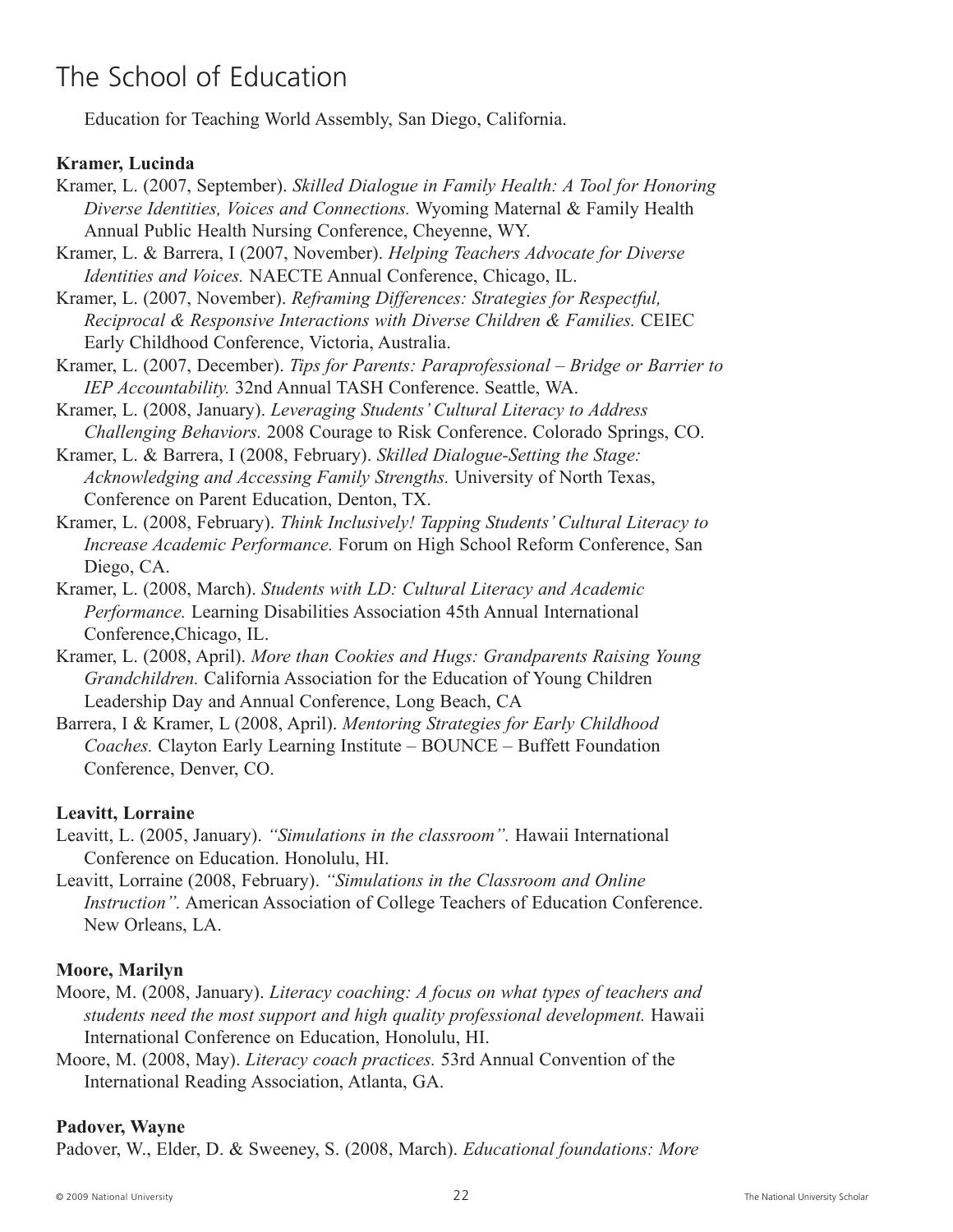Education for Teaching World Assembly, San Diego, California.

**Kramer, Lucinda**

Kramer, L. (2007, September). *Skilled Dialogue in Family Health: A Tool for Honoring Diverse Identities, Voices and Connections.* Wyoming Maternal & Family Health Annual Public Health Nursing Conference, Cheyenne, WY.

Kramer, L. & Barrera, I (2007, November). *Helping Teachers Advocate for Diverse Identities and Voices.* NAECTE Annual Conference, Chicago, IL.

Kramer, L. (2007, November). *Reframing Differences: Strategies for Respectful, Reciprocal & Responsive Interactions with Diverse Children & Families.* CEIEC Early Childhood Conference, Victoria, Australia.

Kramer, L. (2007, December). *Tips for Parents: Paraprofessional – Bridge or Barrier to IEP Accountability.* 32nd Annual TASH Conference. Seattle, WA.

Kramer, L. (2008, January). *Leveraging Students' Cultural Literacy to Address Challenging Behaviors.* 2008 Courage to Risk Conference. Colorado Springs, CO.

Kramer, L. & Barrera, I (2008, February). *Skilled Dialogue-Setting the Stage: Acknowledging and Accessing Family Strengths.* University of North Texas, Conference on Parent Education, Denton, TX.

Kramer, L. (2008, February). *Think Inclusively! Tapping Students' Cultural Literacy to Increase Academic Performance.* Forum on High School Reform Conference, San Diego, CA.

Kramer, L. (2008, March). *Students with LD: Cultural Literacy and Academic Performance.* Learning Disabilities Association 45th Annual International Conference,Chicago, IL.

Kramer, L. (2008, April). *More than Cookies and Hugs: Grandparents Raising Young Grandchildren.* California Association for the Education of Young Children Leadership Day and Annual Conference, Long Beach, CA

Barrera, I & Kramer, L (2008, April). *Mentoring Strategies for Early Childhood Coaches.* Clayton Early Learning Institute – BOUNCE – Buffett Foundation Conference, Denver, CO.

**Leavitt, Lorraine**

Leavitt, L. (2005, January). *"Simulations in the classroom".* Hawaii International Conference on Education. Honolulu, HI.

Leavitt, Lorraine (2008, February). *"Simulations in the Classroom and Online Instruction".* American Association of College Teachers of Education Conference. New Orleans, LA.

**Moore, Marilyn**

Moore, M. (2008, January). *Literacy coaching: A focus on what types of teachers and students need the most support and high quality professional development.* Hawaii International Conference on Education, Honolulu, HI.

Moore, M. (2008, May). *Literacy coach practices.* 53rd Annual Convention of the International Reading Association, Atlanta, GA.

**Padover, Wayne**

Padover, W., Elder, D. & Sweeney, S. (2008, March). *Educational foundations: More*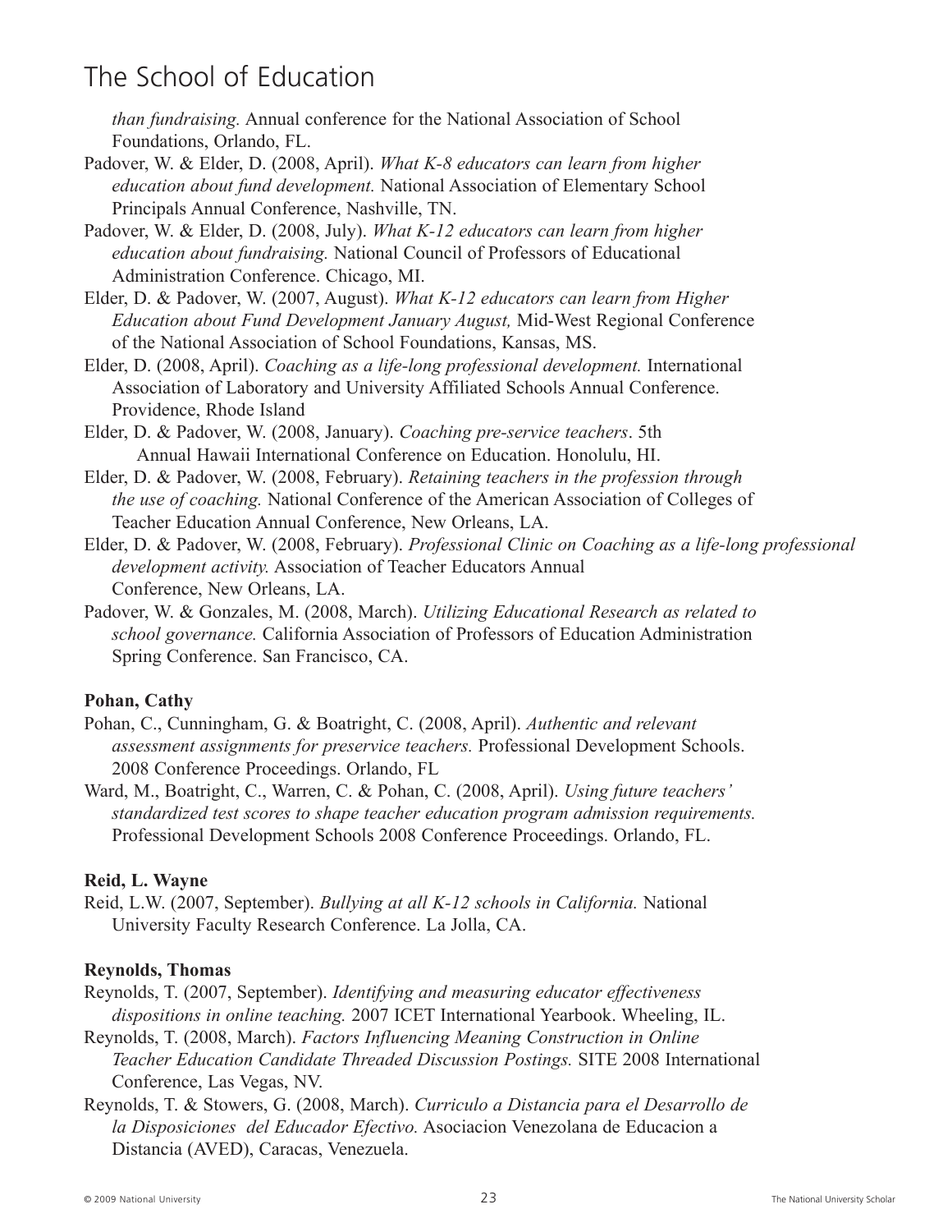*than fundraising.* Annual conference for the National Association of School Foundations, Orlando, FL.

Padover, W. & Elder, D. (2008, April). *What K-8 educators can learn from higher education about fund development.* National Association of Elementary School Principals Annual Conference, Nashville, TN.

Padover, W. & Elder, D. (2008, July). *What K-12 educators can learn from higher education about fundraising.* National Council of Professors of Educational Administration Conference. Chicago, MI.

Elder, D. & Padover, W. (2007, August). *What K-12 educators can learn from Higher Education about Fund Development January August,* Mid-West Regional Conference of the National Association of School Foundations, Kansas, MS.

Elder, D. (2008, April). *Coaching as a life-long professional development.* International Association of Laboratory and University Affiliated Schools Annual Conference. Providence, Rhode Island

Elder, D. & Padover, W. (2008, January). *Coaching pre-service teachers*. 5th Annual Hawaii International Conference on Education. Honolulu, HI.

Elder, D. & Padover, W. (2008, February). *Retaining teachers in the profession through the use of coaching.* National Conference of the American Association of Colleges of Teacher Education Annual Conference, New Orleans, LA.

Elder, D. & Padover, W. (2008, February). *Professional Clinic on Coaching as a life-long professional development activity.* Association of Teacher Educators Annual Conference, New Orleans, LA.

Padover, W. & Gonzales, M. (2008, March). *Utilizing Educational Research as related to school governance.* California Association of Professors of Education Administration Spring Conference. San Francisco, CA.

**Pohan, Cathy**

Pohan, C., Cunningham, G. & Boatright, C. (2008, April). *Authentic and relevant assessment assignments for preservice teachers.* Professional Development Schools. 2008 Conference Proceedings. Orlando, FL

Ward, M., Boatright, C., Warren, C. & Pohan, C. (2008, April). *Using future teachers' standardized test scores to shape teacher education program admission requirements.* Professional Development Schools 2008 Conference Proceedings. Orlando, FL.

**Reid, L. Wayne**

Reid, L.W. (2007, September). *Bullying at all K-12 schools in California.* National University Faculty Research Conference. La Jolla, CA.

**Reynolds, Thomas**

Reynolds, T. (2007, September). *Identifying and measuring educator effectiveness dispositions in online teaching.* 2007 ICET International Yearbook. Wheeling, IL.

Reynolds, T. (2008, March). *Factors Influencing Meaning Construction in Online Teacher Education Candidate Threaded Discussion Postings.* SITE 2008 International Conference, Las Vegas, NV.

Reynolds, T. & Stowers, G. (2008, March). *Curriculo a Distancia para el Desarrollo de la Disposiciones del Educador Efectivo.* Asociacion Venezolana de Educacion a Distancia (AVED), Caracas, Venezuela.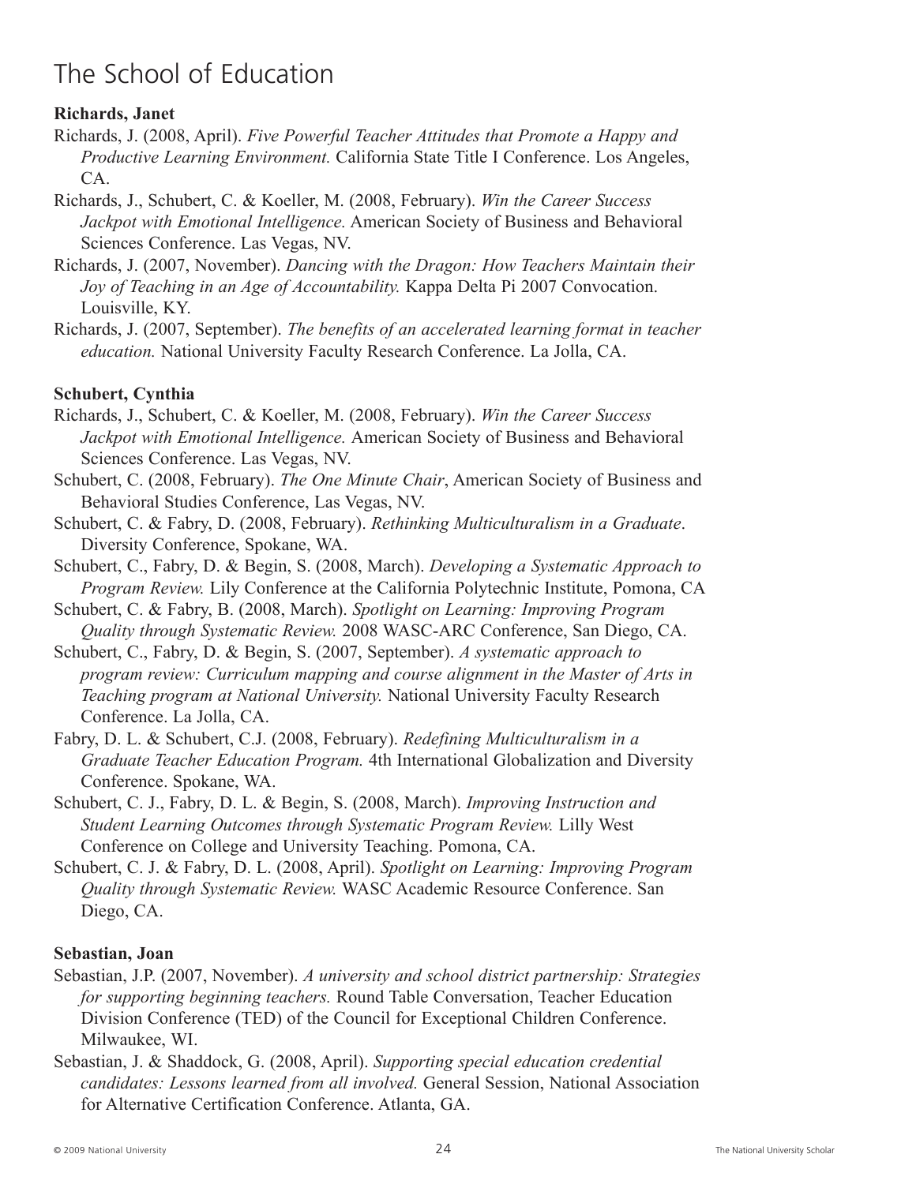# The School of Education

**Richards, Janet**

Richards, J. (2008, April). *Five Powerful Teacher Attitudes that Promote a Happy and Productive Learning Environment.* California State Title I Conference. Los Angeles, CA.

Richards, J., Schubert, C. & Koeller, M. (2008, February). *Win the Career Success Jackpot with Emotional Intelligence.* American Society of Business and Behavioral Sciences Conference. Las Vegas, NV.

Richards, J. (2007, November). *Dancing with the Dragon: How Teachers Maintain their Joy of Teaching in an Age of Accountability.* Kappa Delta Pi 2007 Convocation. Louisville, KY.

Richards, J. (2007, September). *The benefits of an accelerated learning format in teacher education.* National University Faculty Research Conference. La Jolla, CA.

**Schubert, Cynthia**

Richards, J., Schubert, C. & Koeller, M. (2008, February). *Win the Career Success Jackpot with Emotional Intelligence.* American Society of Business and Behavioral Sciences Conference. Las Vegas, NV.

Schubert, C. (2008, February). *The One Minute Chair*, American Society of Business and Behavioral Studies Conference, Las Vegas, NV.

Schubert, C. & Fabry, D. (2008, February). *Rethinking Multiculturalism in a Graduate*. Diversity Conference, Spokane, WA.

Schubert, C., Fabry, D. & Begin, S. (2008, March). *Developing a Systematic Approach to Program Review.* Lily Conference at the California Polytechnic Institute, Pomona, CA

Schubert, C. & Fabry, B. (2008, March). *Spotlight on Learning: Improving Program Quality through Systematic Review.* 2008 WASC-ARC Conference, San Diego, CA.

Schubert, C., Fabry, D. & Begin, S. (2007, September). *A systematic approach to program review: Curriculum mapping and course alignment in the Master of Arts in Teaching program at National University.* National University Faculty Research Conference. La Jolla, CA.

Fabry, D. L. & Schubert, C.J. (2008, February). *Redefining Multiculturalism in a Graduate Teacher Education Program.* 4th International Globalization and Diversity Conference. Spokane, WA.

Schubert, C. J., Fabry, D. L. & Begin, S. (2008, March). *Improving Instruction and Student Learning Outcomes through Systematic Program Review.* Lilly West Conference on College and University Teaching. Pomona, CA.

Schubert, C. J. & Fabry, D. L. (2008, April). *Spotlight on Learning: Improving Program Quality through Systematic Review.* WASC Academic Resource Conference. San Diego, CA.

**Sebastian, Joan**

Sebastian, J.P. (2007, November). *A university and school district partnership: Strategies for supporting beginning teachers.* Round Table Conversation, Teacher Education Division Conference (TED) of the Council for Exceptional Children Conference. Milwaukee, WI.

Sebastian, J. & Shaddock, G. (2008, April). *Supporting special education credential candidates: Lessons learned from all involved.* General Session, National Association for Alternative Certification Conference. Atlanta, GA.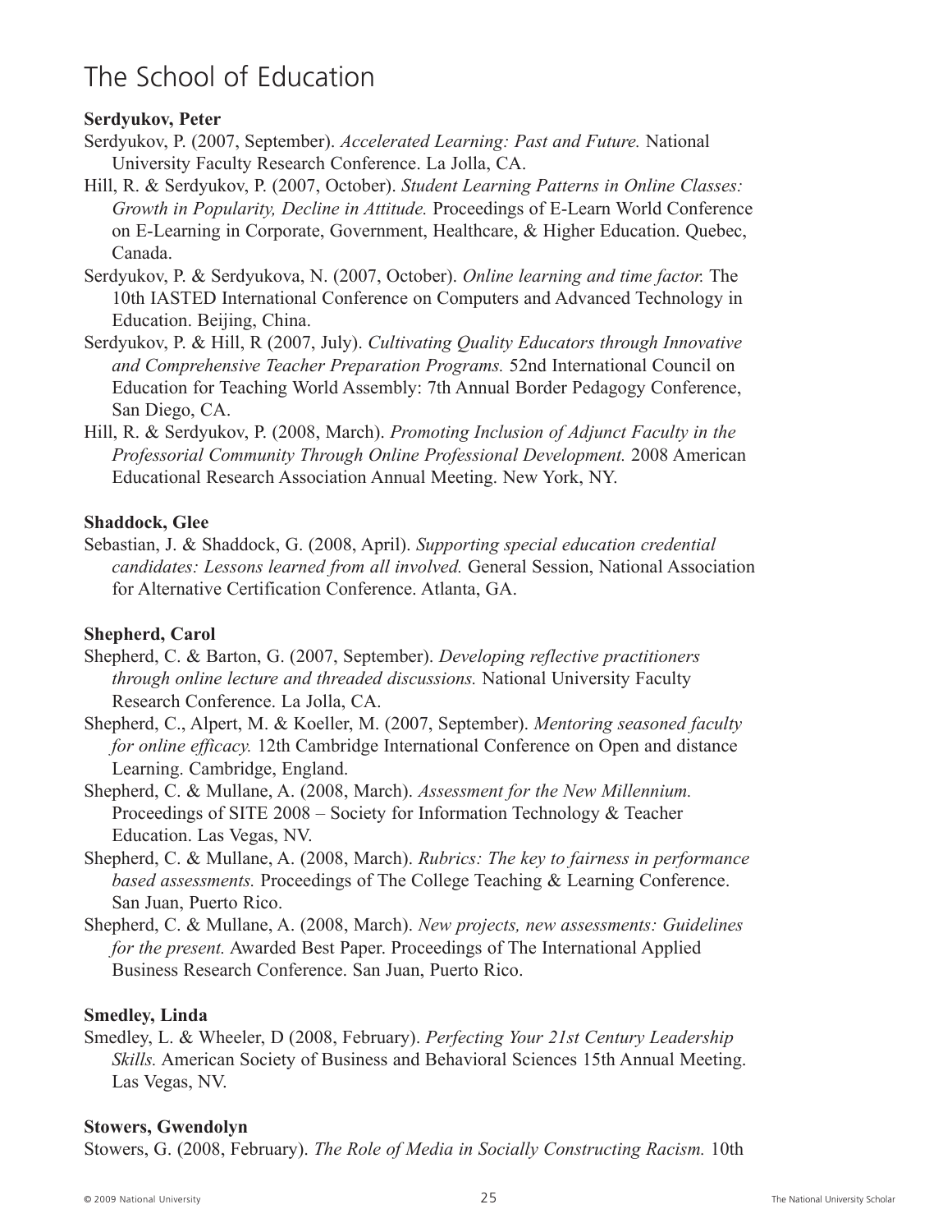# The School of Education

**Serdyukov, Peter**

Serdyukov, P. (2007, September). *Accelerated Learning: Past and Future.* National University Faculty Research Conference. La Jolla, CA.

Hill, R. & Serdyukov, P. (2007, October). *Student Learning Patterns in Online Classes: Growth in Popularity, Decline in Attitude.* Proceedings of E-Learn World Conference on E-Learning in Corporate, Government, Healthcare, & Higher Education. Quebec, Canada.

Serdyukov, P. & Serdyukova, N. (2007, October). *Online learning and time factor.* The 10th IASTED International Conference on Computers and Advanced Technology in Education. Beijing, China.

Serdyukov, P. & Hill, R (2007, July). *Cultivating Quality Educators through Innovative and Comprehensive Teacher Preparation Programs.* 52nd International Council on Education for Teaching World Assembly: 7th Annual Border Pedagogy Conference, San Diego, CA.

Hill, R. & Serdyukov, P. (2008, March). *Promoting Inclusion of Adjunct Faculty in the Professorial Community Through Online Professional Development.* 2008 American Educational Research Association Annual Meeting. New York, NY.

**Shaddock, Glee**

Sebastian, J. & Shaddock, G. (2008, April). *Supporting special education credential candidates: Lessons learned from all involved.* General Session, National Association for Alternative Certification Conference. Atlanta, GA.

**Shepherd, Carol**

Shepherd, C. & Barton, G. (2007, September). *Developing reflective practitioners through online lecture and threaded discussions.* National University Faculty Research Conference. La Jolla, CA.

Shepherd, C., Alpert, M. & Koeller, M. (2007, September). *Mentoring seasoned faculty for online efficacy.* 12th Cambridge International Conference on Open and distance Learning. Cambridge, England.

Shepherd, C. & Mullane, A. (2008, March). *Assessment for the New Millennium.* Proceedings of SITE 2008 – Society for Information Technology & Teacher Education. Las Vegas, NV.

Shepherd, C. & Mullane, A. (2008, March). *Rubrics: The key to fairness in performance based assessments.* Proceedings of The College Teaching & Learning Conference. San Juan, Puerto Rico.

Shepherd, C. & Mullane, A. (2008, March). *New projects, new assessments: Guidelines for the present.* Awarded Best Paper. Proceedings of The International Applied Business Research Conference. San Juan, Puerto Rico.

**Smedley, Linda**

Smedley, L. & Wheeler, D (2008, February). *Perfecting Your 21st Century Leadership Skills.* American Society of Business and Behavioral Sciences 15th Annual Meeting. Las Vegas, NV.

**Stowers, Gwendolyn**

Stowers, G. (2008, February). *The Role of Media in Socially Constructing Racism.* 10th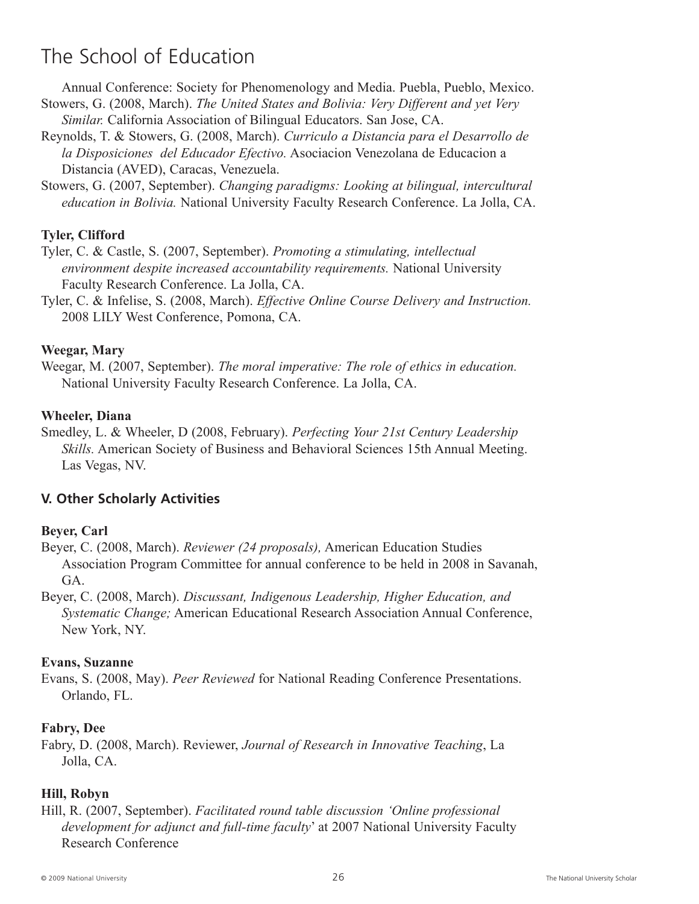Annual Conference: Society for Phenomenology and Media. Puebla, Pueblo, Mexico.

Stowers, G. (2008, March). *The United States and Bolivia: Very Different and yet Very Similar.* California Association of Bilingual Educators. San Jose, CA.

Reynolds, T. & Stowers, G. (2008, March). *Curriculo a Distancia para el Desarrollo de la Disposiciones del Educador Efectivo.* Asociacion Venezolana de Educacion a Distancia (AVED), Caracas, Venezuela.

Stowers, G. (2007, September). *Changing paradigms: Looking at bilingual, intercultural education in Bolivia.* National University Faculty Research Conference. La Jolla, CA.

**Tyler, Clifford**

Tyler, C. & Castle, S. (2007, September). *Promoting a stimulating, intellectual environment despite increased accountability requirements.* National University Faculty Research Conference. La Jolla, CA.

Tyler, C. & Infelise, S. (2008, March). *Effective Online Course Delivery and Instruction.* 2008 LILY West Conference, Pomona, CA.

**Weegar, Mary**

Weegar, M. (2007, September). *The moral imperative: The role of ethics in education.* National University Faculty Research Conference. La Jolla, CA.

**Wheeler, Diana**

Smedley, L. & Wheeler, D (2008, February). *Perfecting Your 21st Century Leadership Skills.* American Society of Business and Behavioral Sciences 15th Annual Meeting. Las Vegas, NV.

## V. Other Scholarly Activities

**Beyer, Carl**

Beyer, C. (2008, March). *Reviewer (24 proposals),* American Education Studies Association Program Committee for annual conference to be held in 2008 in Savanah, GA.

Beyer, C. (2008, March). *Discussant, Indigenous Leadership, Higher Education, and Systematic Change;* American Educational Research Association Annual Conference, New York, NY.

**Evans, Suzanne**

Evans, S. (2008, May). *Peer Reviewed* for National Reading Conference Presentations. Orlando, FL.

**Fabry, Dee**

Fabry, D. (2008, March). Reviewer, *Journal of Research in Innovative Teaching*, La Jolla, CA.

**Hill, Robyn**

Hill, R. (2007, September). *Facilitated round table discussion 'Online professional development for adjunct and full-time faculty*' at 2007 National University Faculty Research Conference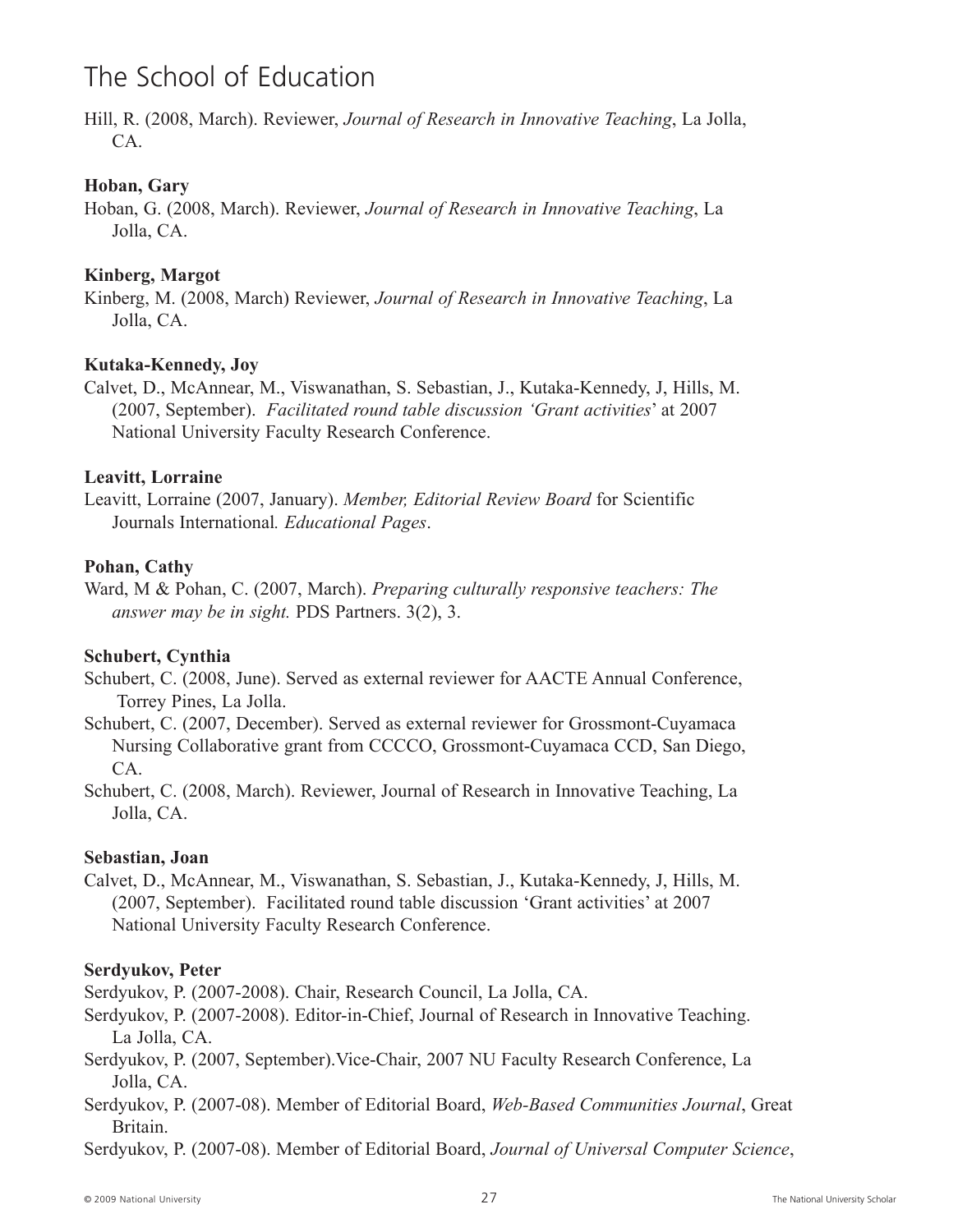# The School of Education

Hill, R. (2008, March). Reviewer, *Journal of Research in Innovative Teaching*, La Jolla, CA.

**Hoban, Gary**

Hoban, G. (2008, March). Reviewer, *Journal of Research in Innovative Teaching*, La Jolla, CA.

**Kinberg, Margot**

Kinberg, M. (2008, March) Reviewer, *Journal of Research in Innovative Teaching*, La Jolla, CA.

**Kutaka-Kennedy, Joy**

Calvet, D., McAnnear, M., Viswanathan, S. Sebastian, J., Kutaka-Kennedy, J, Hills, M. (2007, September). *Facilitated round table discussion 'Grant activities*' at 2007 National University Faculty Research Conference.

**Leavitt, Lorraine**

Leavitt, Lorraine (2007, January). *Member, Editorial Review Board* for Scientific Journals International*. Educational Pages*.

**Pohan, Cathy**

Ward, M & Pohan, C. (2007, March). *Preparing culturally responsive teachers: The answer may be in sight.* PDS Partners. 3(2), 3.

**Schubert, Cynthia**

Schubert, C. (2008, June). Served as external reviewer for AACTE Annual Conference, Torrey Pines, La Jolla.

Schubert, C. (2007, December). Served as external reviewer for Grossmont-Cuyamaca Nursing Collaborative grant from CCCCO, Grossmont-Cuyamaca CCD, San Diego, CA.

Schubert, C. (2008, March). Reviewer, Journal of Research in Innovative Teaching, La Jolla, CA.

**Sebastian, Joan**

Calvet, D., McAnnear, M., Viswanathan, S. Sebastian, J., Kutaka-Kennedy, J, Hills, M. (2007, September). Facilitated round table discussion 'Grant activities' at 2007 National University Faculty Research Conference.

**Serdyukov, Peter**

Serdyukov, P. (2007-2008). Chair, Research Council, La Jolla, CA.

Serdyukov, P. (2007-2008). Editor-in-Chief, Journal of Research in Innovative Teaching. La Jolla, CA.

Serdyukov, P. (2007, September).Vice-Chair, 2007 NU Faculty Research Conference, La Jolla, CA.

Serdyukov, P. (2007-08). Member of Editorial Board, *Web-Based Communities Journal*, Great Britain.

Serdyukov, P. (2007-08). Member of Editorial Board, *Journal of Universal Computer Science*,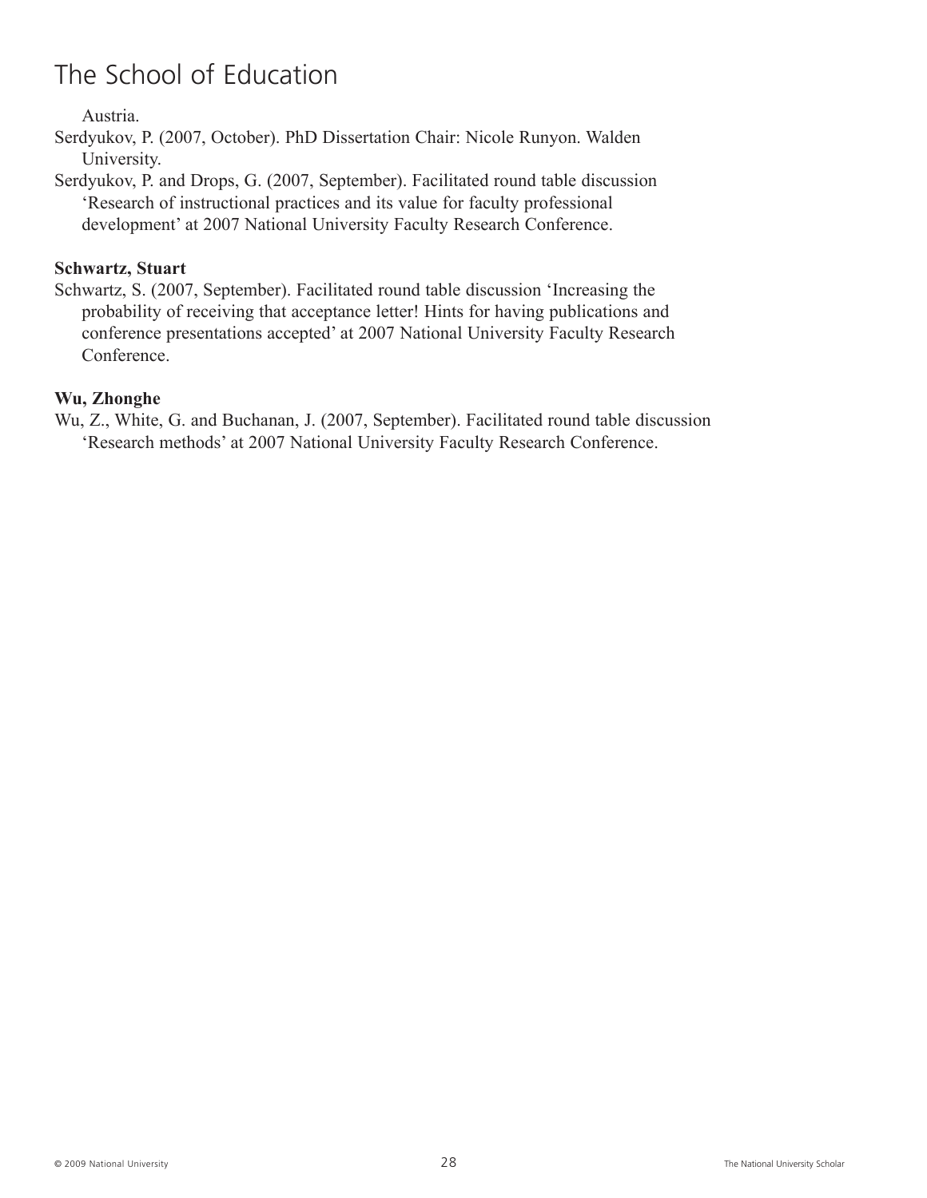Austria.

Serdyukov, P. (2007, October). PhD Dissertation Chair: Nicole Runyon. Walden University.

Serdyukov, P. and Drops, G. (2007, September). Facilitated round table discussion 'Research of instructional practices and its value for faculty professional development' at 2007 National University Faculty Research Conference.

**Schwartz, Stuart**

Schwartz, S. (2007, September). Facilitated round table discussion 'Increasing the probability of receiving that acceptance letter! Hints for having publications and conference presentations accepted' at 2007 National University Faculty Research Conference.

**Wu, Zhonghe**

Wu, Z., White, G. and Buchanan, J. (2007, September). Facilitated round table discussion 'Research methods' at 2007 National University Faculty Research Conference.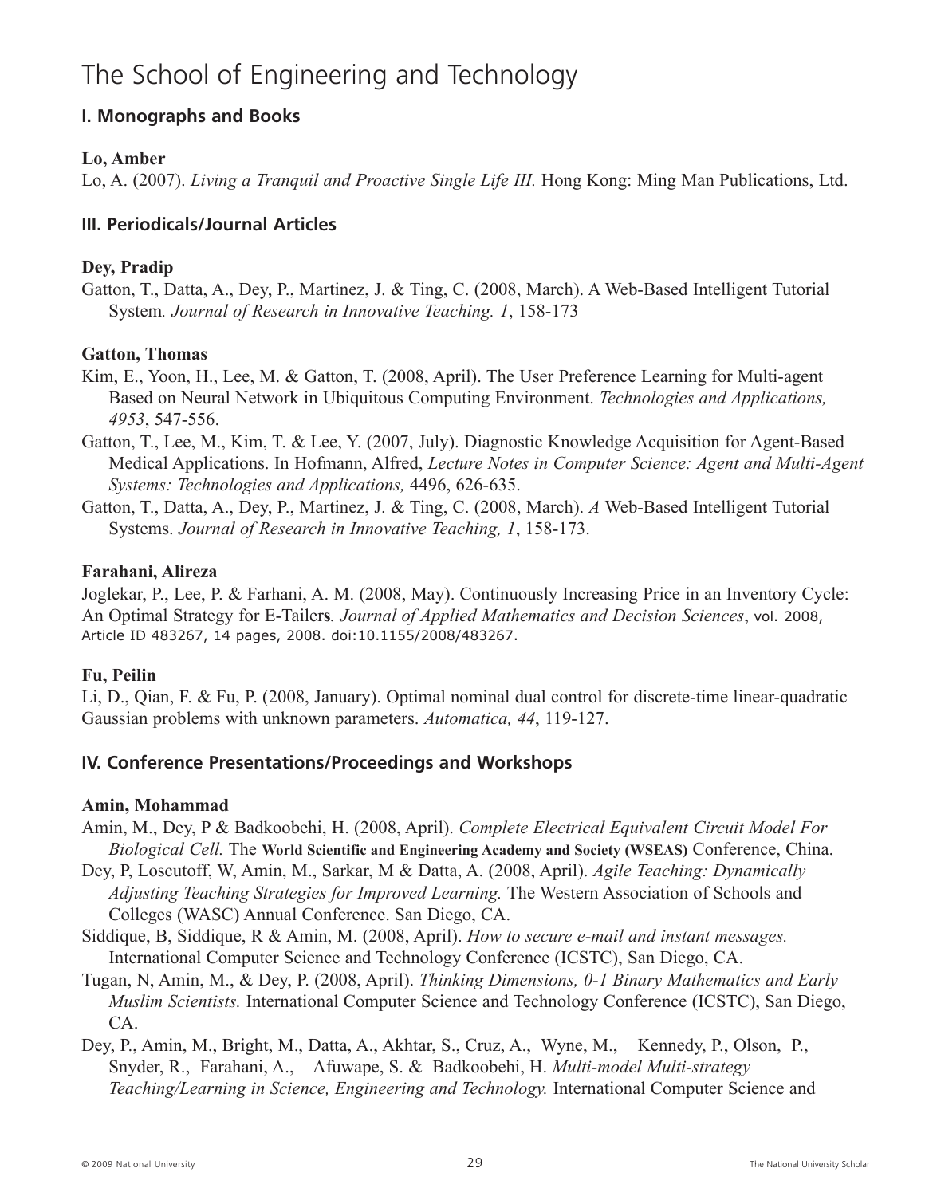# The School of Engineering and Technology

## I. Monographs and Books

**Lo, Amber**

Lo, A. (2007). *Living a Tranquil and Proactive Single Life III.* Hong Kong: Ming Man Publications, Ltd.

## III. Periodicals/Journal Articles

**Dey, Pradip**

Gatton, T., Datta, A., Dey, P., Martinez, J. & Ting, C. (2008, March). A Web-Based Intelligent Tutorial System*. Journal of Research in Innovative Teaching. 1*, 158-173

**Gatton, Thomas**

Kim, E., Yoon, H., Lee, M. & Gatton, T. (2008, April). The User Preference Learning for Multi-agent Based on Neural Network in Ubiquitous Computing Environment. *Technologies and Applications, 4953*, 547-556.

Gatton, T., Lee, M., Kim, T. & Lee, Y. (2007, July). Diagnostic Knowledge Acquisition for Agent-Based Medical Applications. In Hofmann, Alfred, *Lecture Notes in Computer Science: Agent and Multi-Agent Systems: Technologies and Applications,* 4496, 626-635.

Gatton, T., Datta, A., Dey, P., Martinez, J. & Ting, C. (2008, March). *A* Web-Based Intelligent Tutorial Systems. *Journal of Research in Innovative Teaching, 1*, 158-173.

**Farahani, Alireza**

Joglekar, P., Lee, P. & Farhani, A. M. (2008, May). Continuously Increasing Price in an Inventory Cycle: An Optimal Strategy for E-Tailer**s***. Journal of Applied Mathematics and Decision Sciences*, vol. 2008, Article ID 483267, 14 pages, 2008. doi:10.1155/2008/483267.

**Fu, Peilin**

Li, D., Qian, F. & Fu, P. (2008, January). Optimal nominal dual control for discrete-time linear-quadratic Gaussian problems with unknown parameters. *Automatica, 44*, 119-127.

## IV. Conference Presentations/Proceedings and Workshops

**Amin, Mohammad**

Amin, M., Dey, P & Badkoobehi, H. (2008, April). *Complete Electrical Equivalent Circuit Model For Biological Cell.* The **World Scientific and Engineering Academy and Society (WSEAS)** Conference, China.

Dey, P, Loscutoff, W, Amin, M., Sarkar, M & Datta, A. (2008, April). *Agile Teaching: Dynamically Adjusting Teaching Strategies for Improved Learning.* The Western Association of Schools and Colleges (WASC) Annual Conference. San Diego, CA.

Siddique, B, Siddique, R & Amin, M. (2008, April). *How to secure e-mail and instant messages.* International Computer Science and Technology Conference (ICSTC), San Diego, CA.

Tugan, N, Amin, M., & Dey, P. (2008, April). *Thinking Dimensions, 0-1 Binary Mathematics and Early Muslim Scientists.* International Computer Science and Technology Conference (ICSTC), San Diego, CA.

Dey, P., Amin, M., Bright, M., Datta, A., Akhtar, S., Cruz, A., Wyne, M., Kennedy, P., Olson, P., Snyder, R., Farahani, A., Afuwape, S. & Badkoobehi, H. *Multi-model Multi-strategy Teaching/Learning in Science, Engineering and Technology.* International Computer Science and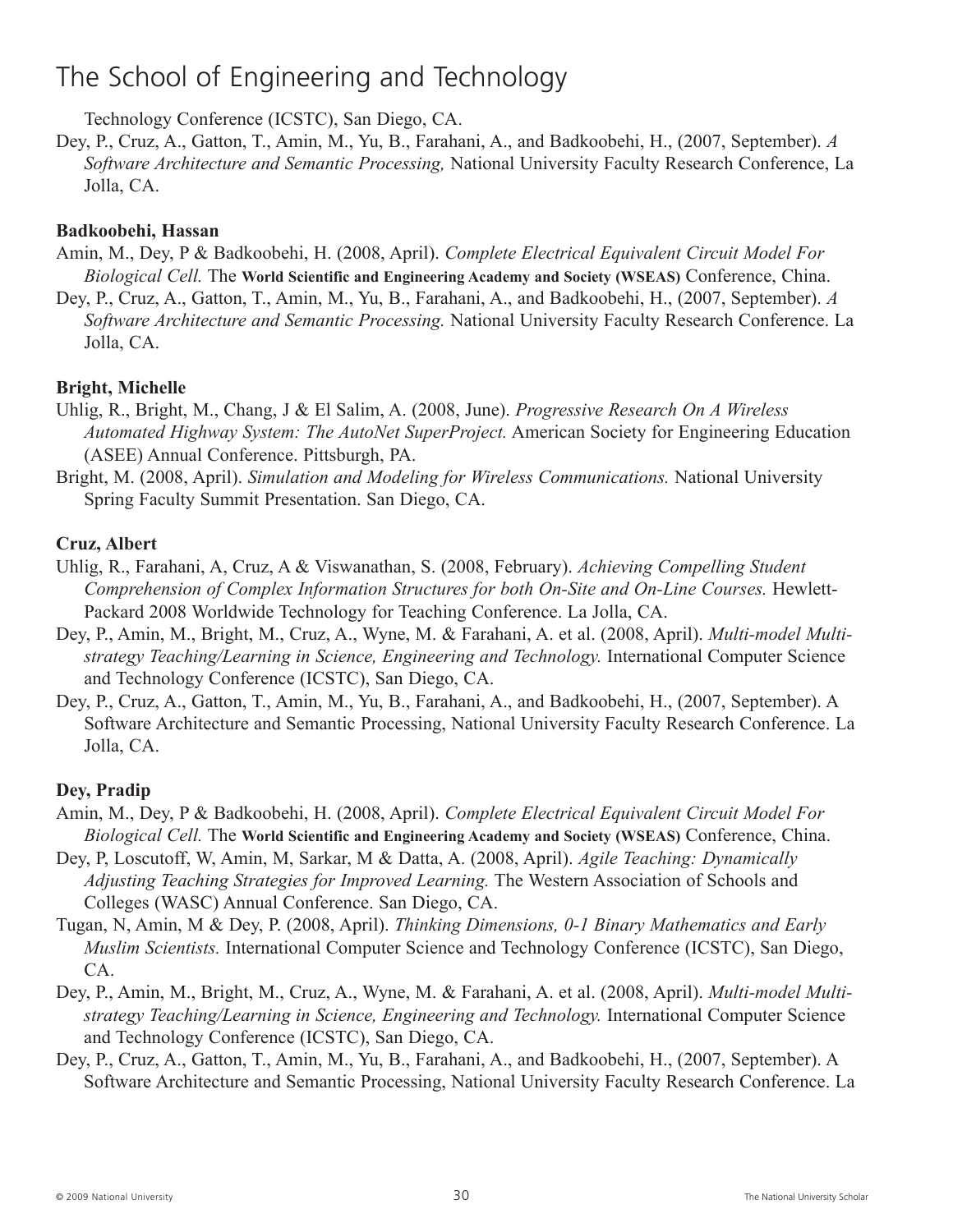Technology Conference (ICSTC), San Diego, CA.

Dey, P., Cruz, A., Gatton, T., Amin, M., Yu, B., Farahani, A., and Badkoobehi, H., (2007, September). *A Software Architecture and Semantic Processing,* National University Faculty Research Conference, La Jolla, CA.

**Badkoobehi, Hassan**

Amin, M., Dey, P & Badkoobehi, H. (2008, April). *Complete Electrical Equivalent Circuit Model For Biological Cell.* The **World Scientific and Engineering Academy and Society (WSEAS)** Conference, China.

Dey, P., Cruz, A., Gatton, T., Amin, M., Yu, B., Farahani, A., and Badkoobehi, H., (2007, September). *A Software Architecture and Semantic Processing.* National University Faculty Research Conference. La Jolla, CA.

**Bright, Michelle**

Uhlig, R., Bright, M., Chang, J & El Salim, A. (2008, June). *Progressive Research On A Wireless Automated Highway System: The AutoNet SuperProject.* American Society for Engineering Education (ASEE) Annual Conference. Pittsburgh, PA.

Bright, M. (2008, April). *Simulation and Modeling for Wireless Communications.* National University Spring Faculty Summit Presentation. San Diego, CA.

**Cruz, Albert**

Uhlig, R., Farahani, A, Cruz, A & Viswanathan, S. (2008, February). *Achieving Compelling Student Comprehension of Complex Information Structures for both On-Site and On-Line Courses.* Hewlett-Packard 2008 Worldwide Technology for Teaching Conference. La Jolla, CA.

Dey, P., Amin, M., Bright, M., Cruz, A., Wyne, M. & Farahani, A. et al. (2008, April). *Multi-model Multi-strategy Teaching/Learning in Science, Engineering and Technology.* International Computer Science and Technology Conference (ICSTC), San Diego, CA.

Dey, P., Cruz, A., Gatton, T., Amin, M., Yu, B., Farahani, A., and Badkoobehi, H., (2007, September). A Software Architecture and Semantic Processing, National University Faculty Research Conference. La Jolla, CA.

**Dey, Pradip**

Amin, M., Dey, P & Badkoobehi, H. (2008, April). *Complete Electrical Equivalent Circuit Model For Biological Cell.* The **World Scientific and Engineering Academy and Society (WSEAS)** Conference, China.

Dey, P, Loscutoff, W, Amin, M, Sarkar, M & Datta, A. (2008, April). *Agile Teaching: Dynamically Adjusting Teaching Strategies for Improved Learning.* The Western Association of Schools and Colleges (WASC) Annual Conference. San Diego, CA.

Tugan, N, Amin, M & Dey, P. (2008, April). *Thinking Dimensions, 0-1 Binary Mathematics and Early Muslim Scientists.* International Computer Science and Technology Conference (ICSTC), San Diego, CA.

Dey, P., Amin, M., Bright, M., Cruz, A., Wyne, M. & Farahani, A. et al. (2008, April). *Multi-model Multi-strategy Teaching/Learning in Science, Engineering and Technology.* International Computer Science and Technology Conference (ICSTC), San Diego, CA.

Dey, P., Cruz, A., Gatton, T., Amin, M., Yu, B., Farahani, A., and Badkoobehi, H., (2007, September). A Software Architecture and Semantic Processing, National University Faculty Research Conference. La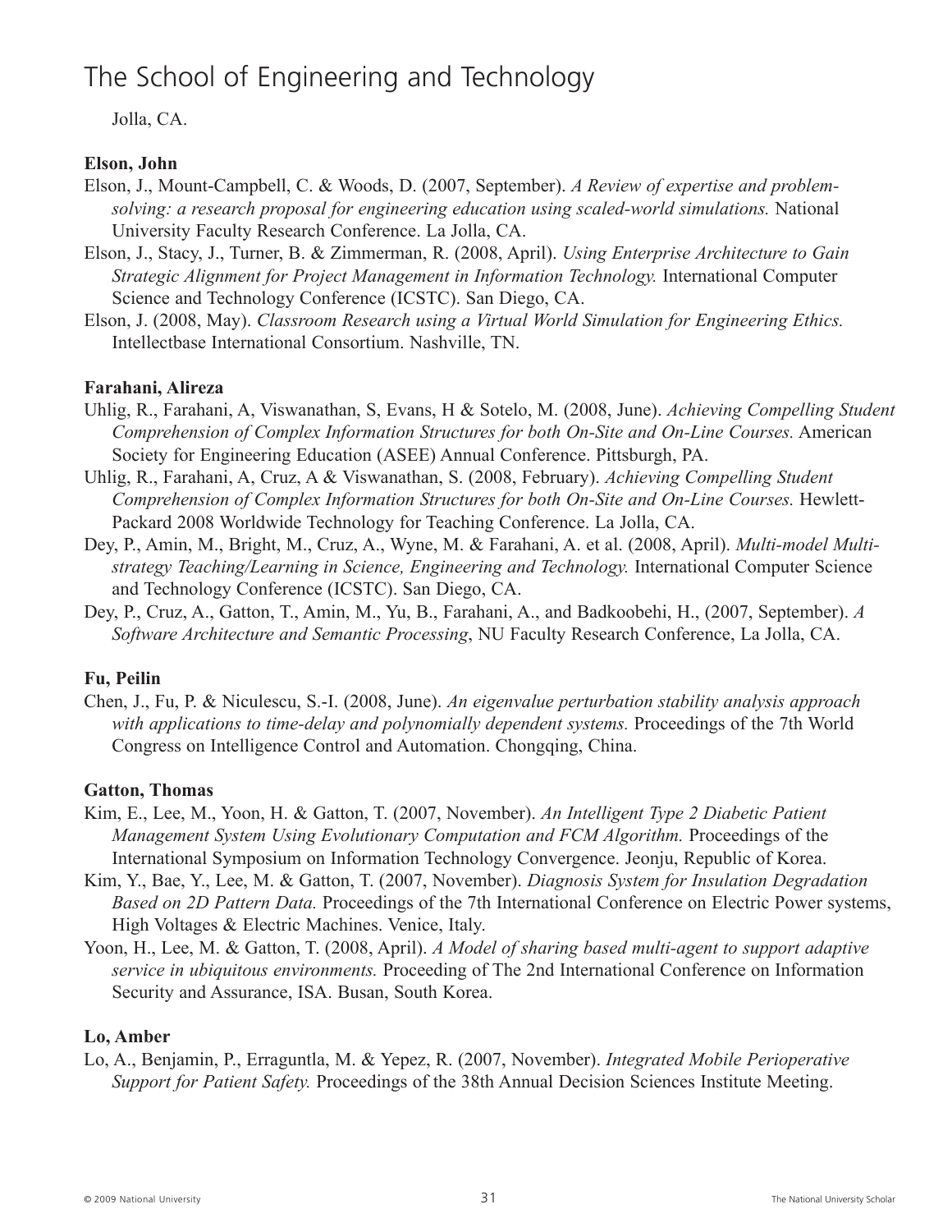Jolla, CA.

**Elson, John**

Elson, J., Mount-Campbell, C. & Woods, D. (2007, September). *A Review of expertise and problem-solving: a research proposal for engineering education using scaled-world simulations.* National University Faculty Research Conference. La Jolla, CA.

Elson, J., Stacy, J., Turner, B. & Zimmerman, R. (2008, April). *Using Enterprise Architecture to Gain Strategic Alignment for Project Management in Information Technology.* International Computer Science and Technology Conference (ICSTC). San Diego, CA.

Elson, J. (2008, May). *Classroom Research using a Virtual World Simulation for Engineering Ethics.* Intellectbase International Consortium. Nashville, TN.

**Farahani, Alireza**

Uhlig, R., Farahani, A, Viswanathan, S, Evans, H & Sotelo, M. (2008, June). *Achieving Compelling Student Comprehension of Complex Information Structures for both On-Site and On-Line Courses.* American Society for Engineering Education (ASEE) Annual Conference. Pittsburgh, PA.

Uhlig, R., Farahani, A, Cruz, A & Viswanathan, S. (2008, February). *Achieving Compelling Student Comprehension of Complex Information Structures for both On-Site and On-Line Courses.* Hewlett-Packard 2008 Worldwide Technology for Teaching Conference. La Jolla, CA.

Dey, P., Amin, M., Bright, M., Cruz, A., Wyne, M. & Farahani, A. et al. (2008, April). *Multi-model Multi-strategy Teaching/Learning in Science, Engineering and Technology.* International Computer Science and Technology Conference (ICSTC). San Diego, CA.

Dey, P., Cruz, A., Gatton, T., Amin, M., Yu, B., Farahani, A., and Badkoobehi, H., (2007, September). *A Software Architecture and Semantic Processing*, NU Faculty Research Conference, La Jolla, CA.

**Fu, Peilin**

Chen, J., Fu, P. & Niculescu, S.-I. (2008, June). *An eigenvalue perturbation stability analysis approach with applications to time-delay and polynomially dependent systems.* Proceedings of the 7th World Congress on Intelligence Control and Automation. Chongqing, China.

**Gatton, Thomas**

Kim, E., Lee, M., Yoon, H. & Gatton, T. (2007, November). *An Intelligent Type 2 Diabetic Patient Management System Using Evolutionary Computation and FCM Algorithm.* Proceedings of the International Symposium on Information Technology Convergence. Jeonju, Republic of Korea.

Kim, Y., Bae, Y., Lee, M. & Gatton, T. (2007, November). *Diagnosis System for Insulation Degradation Based on 2D Pattern Data.* Proceedings of the 7th International Conference on Electric Power systems, High Voltages & Electric Machines. Venice, Italy.

Yoon, H., Lee, M. & Gatton, T. (2008, April). *A Model of sharing based multi-agent to support adaptive service in ubiquitous environments.* Proceeding of The 2nd International Conference on Information Security and Assurance, ISA. Busan, South Korea.

**Lo, Amber**

Lo, A., Benjamin, P., Erraguntla, M. & Yepez, R. (2007, November). *Integrated Mobile Perioperative Support for Patient Safety.* Proceedings of the 38th Annual Decision Sciences Institute Meeting.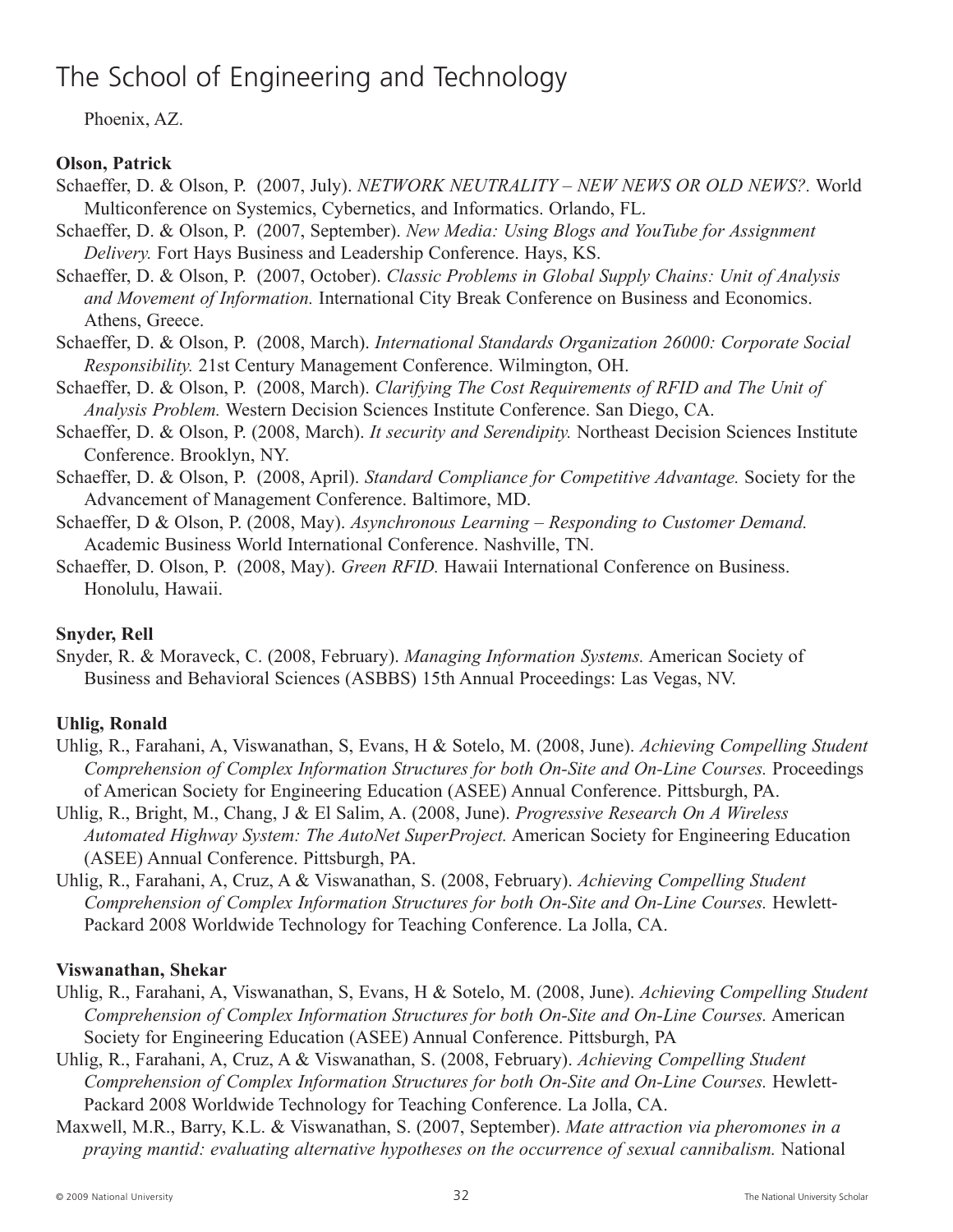Phoenix, AZ.

**Olson, Patrick**

Schaeffer, D. & Olson, P. (2007, July). *NETWORK NEUTRALITY – NEW NEWS OR OLD NEWS?.* World Multiconference on Systemics, Cybernetics, and Informatics. Orlando, FL.

Schaeffer, D. & Olson, P. (2007, September). *New Media: Using Blogs and YouTube for Assignment Delivery.* Fort Hays Business and Leadership Conference. Hays, KS.

Schaeffer, D. & Olson, P. (2007, October). *Classic Problems in Global Supply Chains: Unit of Analysis and Movement of Information.* International City Break Conference on Business and Economics. Athens, Greece.

Schaeffer, D. & Olson, P. (2008, March). *International Standards Organization 26000: Corporate Social Responsibility.* 21st Century Management Conference. Wilmington, OH.

Schaeffer, D. & Olson, P. (2008, March). *Clarifying The Cost Requirements of RFID and The Unit of Analysis Problem.* Western Decision Sciences Institute Conference. San Diego, CA.

Schaeffer, D. & Olson, P. (2008, March). *It security and Serendipity.* Northeast Decision Sciences Institute Conference. Brooklyn, NY.

Schaeffer, D. & Olson, P. (2008, April). *Standard Compliance for Competitive Advantage.* Society for the Advancement of Management Conference. Baltimore, MD.

Schaeffer, D & Olson, P. (2008, May). *Asynchronous Learning – Responding to Customer Demand.* Academic Business World International Conference. Nashville, TN.

Schaeffer, D. Olson, P. (2008, May). *Green RFID.* Hawaii International Conference on Business. Honolulu, Hawaii.

**Snyder, Rell**

Snyder, R. & Moraveck, C. (2008, February). *Managing Information Systems.* American Society of Business and Behavioral Sciences (ASBBS) 15th Annual Proceedings: Las Vegas, NV.

**Uhlig, Ronald**

Uhlig, R., Farahani, A, Viswanathan, S, Evans, H & Sotelo, M. (2008, June). *Achieving Compelling Student Comprehension of Complex Information Structures for both On-Site and On-Line Courses.* Proceedings of American Society for Engineering Education (ASEE) Annual Conference. Pittsburgh, PA.

Uhlig, R., Bright, M., Chang, J & El Salim, A. (2008, June). *Progressive Research On A Wireless Automated Highway System: The AutoNet SuperProject.* American Society for Engineering Education (ASEE) Annual Conference. Pittsburgh, PA.

Uhlig, R., Farahani, A, Cruz, A & Viswanathan, S. (2008, February). *Achieving Compelling Student Comprehension of Complex Information Structures for both On-Site and On-Line Courses.* Hewlett-Packard 2008 Worldwide Technology for Teaching Conference. La Jolla, CA.

**Viswanathan, Shekar**

Uhlig, R., Farahani, A, Viswanathan, S, Evans, H & Sotelo, M. (2008, June). *Achieving Compelling Student Comprehension of Complex Information Structures for both On-Site and On-Line Courses.* American Society for Engineering Education (ASEE) Annual Conference. Pittsburgh, PA

Uhlig, R., Farahani, A, Cruz, A & Viswanathan, S. (2008, February). *Achieving Compelling Student Comprehension of Complex Information Structures for both On-Site and On-Line Courses.* Hewlett-Packard 2008 Worldwide Technology for Teaching Conference. La Jolla, CA.

Maxwell, M.R., Barry, K.L. & Viswanathan, S. (2007, September). *Mate attraction via pheromones in a praying mantid: evaluating alternative hypotheses on the occurrence of sexual cannibalism.* National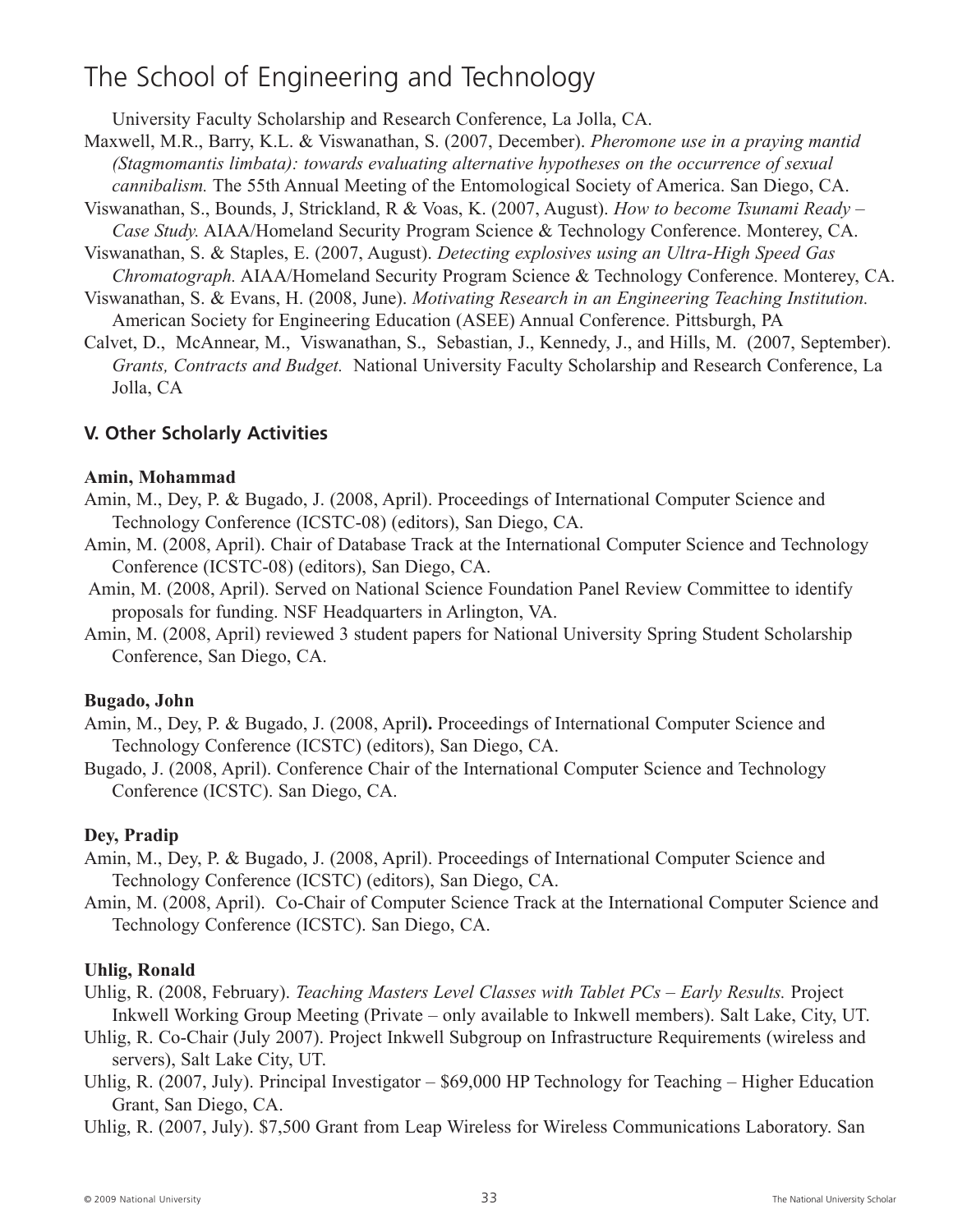University Faculty Scholarship and Research Conference, La Jolla, CA.

Maxwell, M.R., Barry, K.L. & Viswanathan, S. (2007, December). *Pheromone use in a praying mantid (Stagmomantis limbata): towards evaluating alternative hypotheses on the occurrence of sexual cannibalism.* The 55th Annual Meeting of the Entomological Society of America. San Diego, CA.

Viswanathan, S., Bounds, J, Strickland, R & Voas, K. (2007, August). *How to become Tsunami Ready – Case Study.* AIAA/Homeland Security Program Science & Technology Conference. Monterey, CA.

Viswanathan, S. & Staples, E. (2007, August). *Detecting explosives using an Ultra-High Speed Gas Chromatograph.* AIAA/Homeland Security Program Science & Technology Conference. Monterey, CA.

Viswanathan, S. & Evans, H. (2008, June). *Motivating Research in an Engineering Teaching Institution.* American Society for Engineering Education (ASEE) Annual Conference. Pittsburgh, PA

Calvet, D., McAnnear, M., Viswanathan, S., Sebastian, J., Kennedy, J., and Hills, M. (2007, September). *Grants, Contracts and Budget.* National University Faculty Scholarship and Research Conference, La Jolla, CA

## V. Other Scholarly Activities

**Amin, Mohammad**

Amin, M., Dey, P. & Bugado, J. (2008, April). Proceedings of International Computer Science and Technology Conference (ICSTC-08) (editors), San Diego, CA.

Amin, M. (2008, April). Chair of Database Track at the International Computer Science and Technology Conference (ICSTC-08) (editors), San Diego, CA.

Amin, M. (2008, April). Served on National Science Foundation Panel Review Committee to identify proposals for funding. NSF Headquarters in Arlington, VA.

Amin, M. (2008, April) reviewed 3 student papers for National University Spring Student Scholarship Conference, San Diego, CA.

**Bugado, John**

Amin, M., Dey, P. & Bugado, J. (2008, April**).** Proceedings of International Computer Science and Technology Conference (ICSTC) (editors), San Diego, CA.

Bugado, J. (2008, April). Conference Chair of the International Computer Science and Technology Conference (ICSTC). San Diego, CA.

**Dey, Pradip**

Amin, M., Dey, P. & Bugado, J. (2008, April). Proceedings of International Computer Science and Technology Conference (ICSTC) (editors), San Diego, CA.

Amin, M. (2008, April). Co-Chair of Computer Science Track at the International Computer Science and Technology Conference (ICSTC). San Diego, CA.

**Uhlig, Ronald**

Uhlig, R. (2008, February). *Teaching Masters Level Classes with Tablet PCs – Early Results.* Project Inkwell Working Group Meeting (Private – only available to Inkwell members). Salt Lake, City, UT.

Uhlig, R. Co-Chair (July 2007). Project Inkwell Subgroup on Infrastructure Requirements (wireless and servers), Salt Lake City, UT.

Uhlig, R. (2007, July). Principal Investigator – $69,000 HP Technology for Teaching – Higher Education Grant, San Diego, CA.

Uhlig, R. (2007, July). $7,500 Grant from Leap Wireless for Wireless Communications Laboratory. San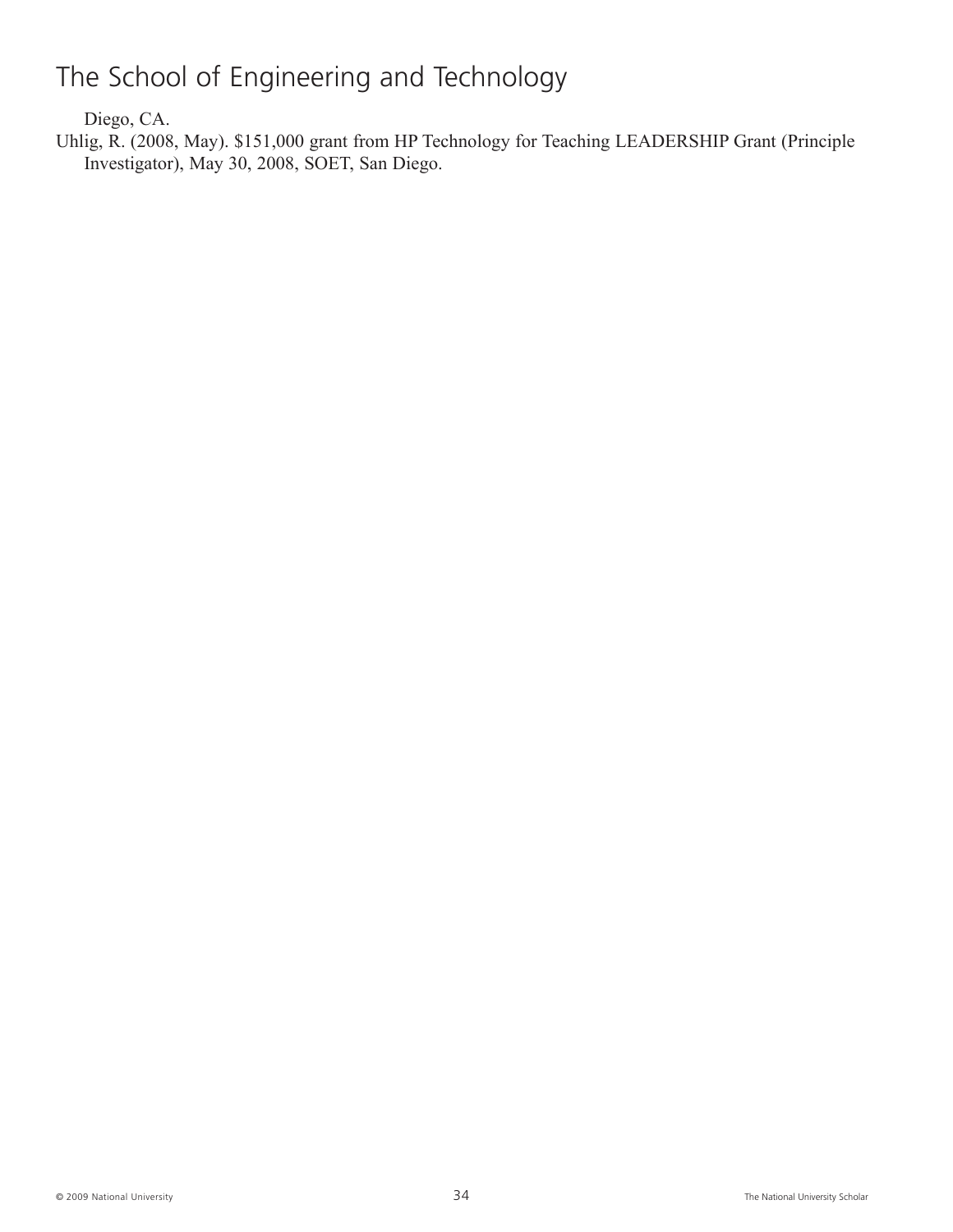Diego, CA.

Uhlig, R. (2008, May). $151,000 grant from HP Technology for Teaching LEADERSHIP Grant (Principle Investigator), May 30, 2008, SOET, San Diego.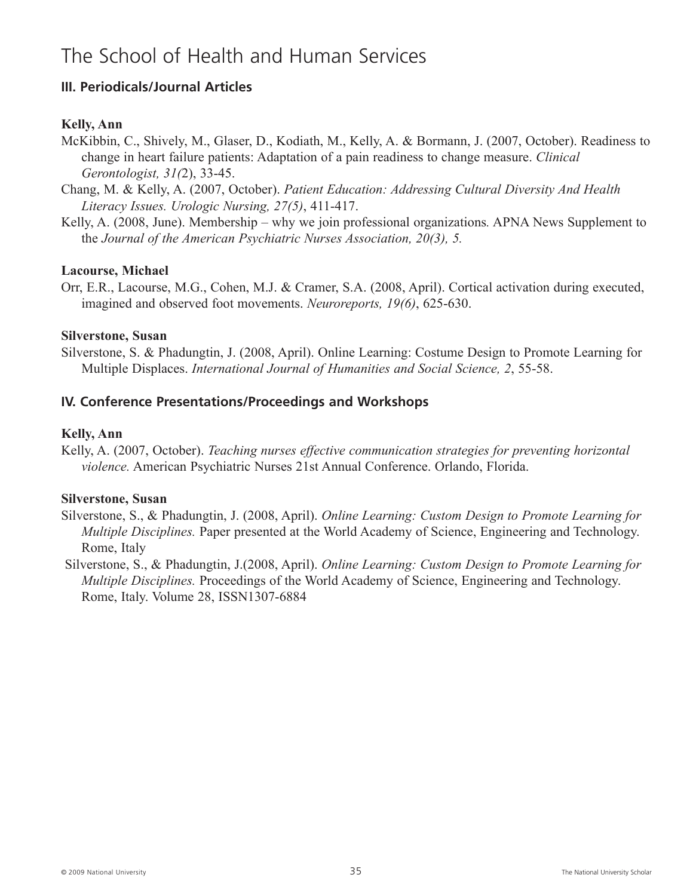# The School of Health and Human Services

## III. Periodicals/Journal Articles

**Kelly, Ann**

McKibbin, C., Shively, M., Glaser, D., Kodiath, M., Kelly, A. & Bormann, J. (2007, October). Readiness to change in heart failure patients: Adaptation of a pain readiness to change measure. *Clinical Gerontologist, 31(*2), 33-45.

Chang, M. & Kelly, A. (2007, October). *Patient Education: Addressing Cultural Diversity And Health Literacy Issues. Urologic Nursing, 27(5)*, 411-417.

Kelly, A. (2008, June). Membership – why we join professional organizations. APNA News Supplement to the *Journal of the American Psychiatric Nurses Association, 20(3), 5.*

**Lacourse, Michael**

Orr, E.R., Lacourse, M.G., Cohen, M.J. & Cramer, S.A. (2008, April). Cortical activation during executed, imagined and observed foot movements. *Neuroreports, 19(6)*, 625-630.

**Silverstone, Susan**

Silverstone, S. & Phadungtin, J. (2008, April). Online Learning: Costume Design to Promote Learning for Multiple Displaces. *International Journal of Humanities and Social Science, 2*, 55-58.

## IV. Conference Presentations/Proceedings and Workshops

**Kelly, Ann**

Kelly, A. (2007, October). *Teaching nurses effective communication strategies for preventing horizontal violence.* American Psychiatric Nurses 21st Annual Conference. Orlando, Florida.

**Silverstone, Susan**

Silverstone, S., & Phadungtin, J. (2008, April). *Online Learning: Custom Design to Promote Learning for Multiple Disciplines.* Paper presented at the World Academy of Science, Engineering and Technology. Rome, Italy

Silverstone, S., & Phadungtin, J.(2008, April). *Online Learning: Custom Design to Promote Learning for Multiple Disciplines.* Proceedings of the World Academy of Science, Engineering and Technology. Rome, Italy. Volume 28, ISSN1307-6884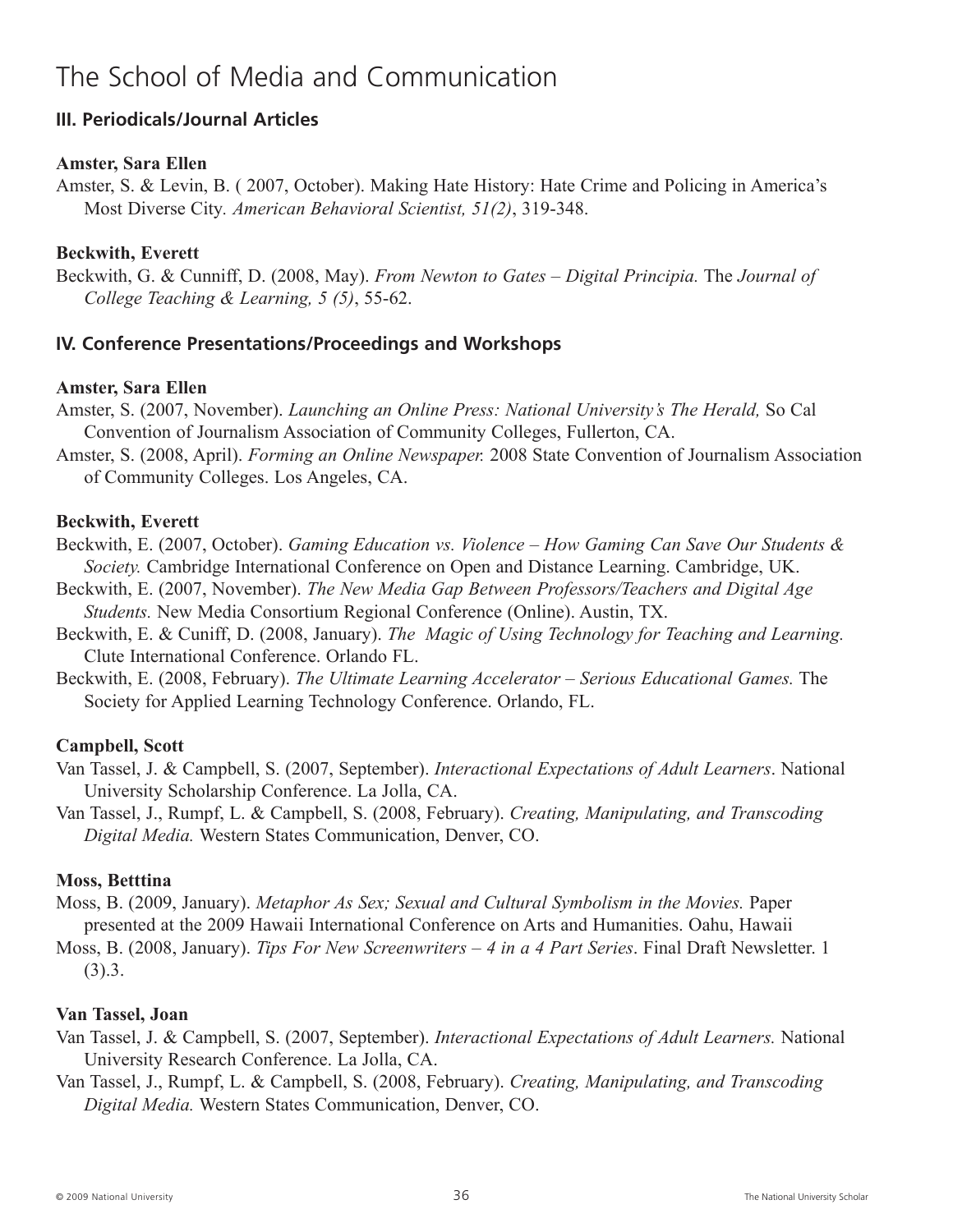# The School of Media and Communication

## III. Periodicals/Journal Articles

**Amster, Sara Ellen**

Amster, S. & Levin, B. ( 2007, October). Making Hate History: Hate Crime and Policing in America's Most Diverse City. *American Behavioral Scientist, 51(2)*, 319-348.

**Beckwith, Everett**

Beckwith, G. & Cunniff, D. (2008, May). *From Newton to Gates – Digital Principia.* The *Journal of College Teaching & Learning, 5 (5)*, 55-62.

## IV. Conference Presentations/Proceedings and Workshops

**Amster, Sara Ellen**

Amster, S. (2007, November). *Launching an Online Press: National University's The Herald,* So Cal Convention of Journalism Association of Community Colleges, Fullerton, CA.

Amster, S. (2008, April). *Forming an Online Newspaper.* 2008 State Convention of Journalism Association of Community Colleges. Los Angeles, CA.

**Beckwith, Everett**

Beckwith, E. (2007, October). *Gaming Education vs. Violence – How Gaming Can Save Our Students & Society.* Cambridge International Conference on Open and Distance Learning. Cambridge, UK.

Beckwith, E. (2007, November). *The New Media Gap Between Professors/Teachers and Digital Age Students.* New Media Consortium Regional Conference (Online). Austin, TX.

Beckwith, E. & Cuniff, D. (2008, January). *The Magic of Using Technology for Teaching and Learning.* Clute International Conference. Orlando FL.

Beckwith, E. (2008, February). *The Ultimate Learning Accelerator – Serious Educational Games.* The Society for Applied Learning Technology Conference. Orlando, FL.

**Campbell, Scott**

Van Tassel, J. & Campbell, S. (2007, September). *Interactional Expectations of Adult Learners*. National University Scholarship Conference. La Jolla, CA.

Van Tassel, J., Rumpf, L. & Campbell, S. (2008, February). *Creating, Manipulating, and Transcoding Digital Media.* Western States Communication, Denver, CO.

**Moss, Betttina**

Moss, B. (2009, January). *Metaphor As Sex; Sexual and Cultural Symbolism in the Movies.* Paper presented at the 2009 Hawaii International Conference on Arts and Humanities. Oahu, Hawaii

Moss, B. (2008, January). *Tips For New Screenwriters – 4 in a 4 Part Series*. Final Draft Newsletter. 1 (3).3.

**Van Tassel, Joan**

Van Tassel, J. & Campbell, S. (2007, September). *Interactional Expectations of Adult Learners.* National University Research Conference. La Jolla, CA.

Van Tassel, J., Rumpf, L. & Campbell, S. (2008, February). *Creating, Manipulating, and Transcoding Digital Media.* Western States Communication, Denver, CO.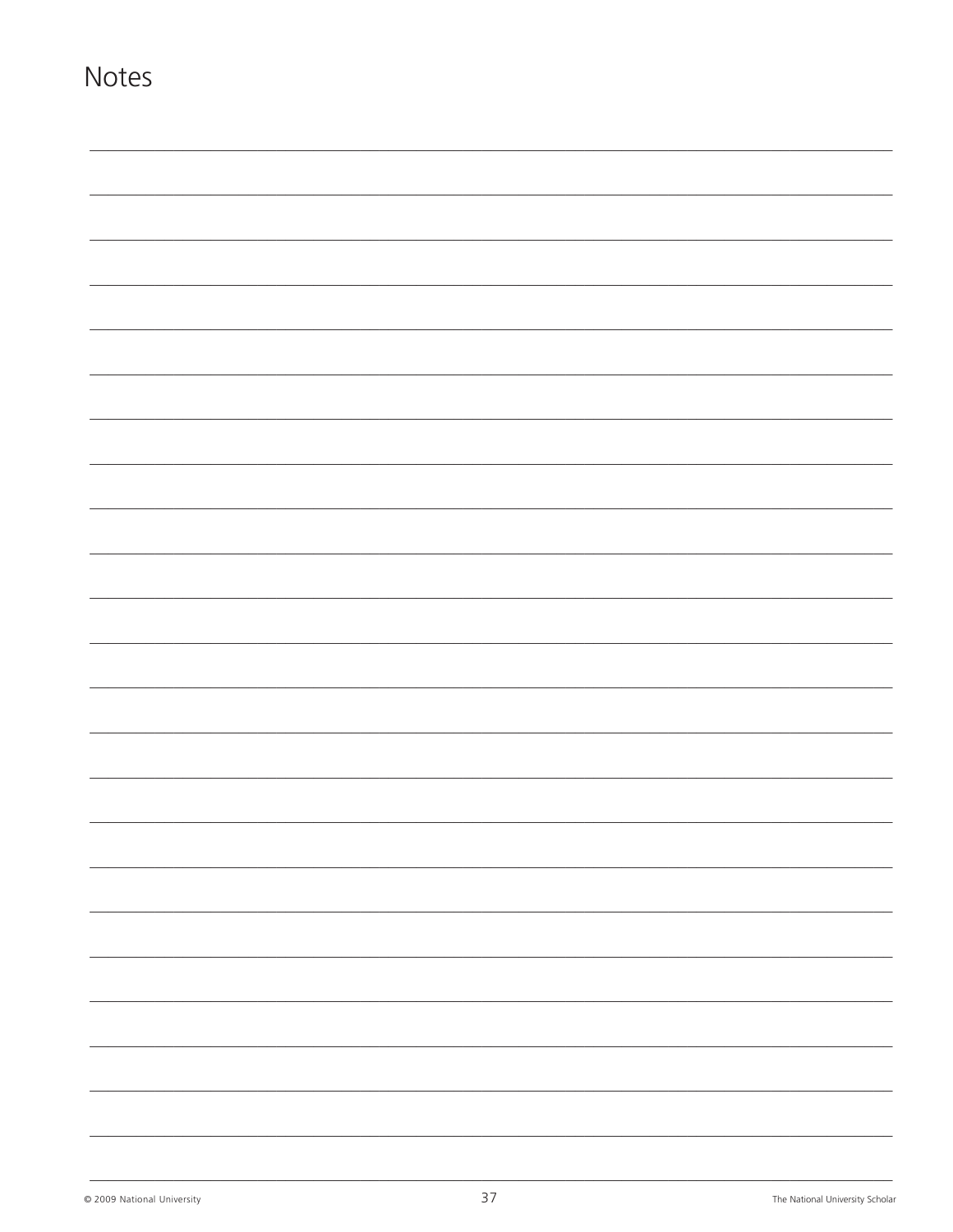# Notes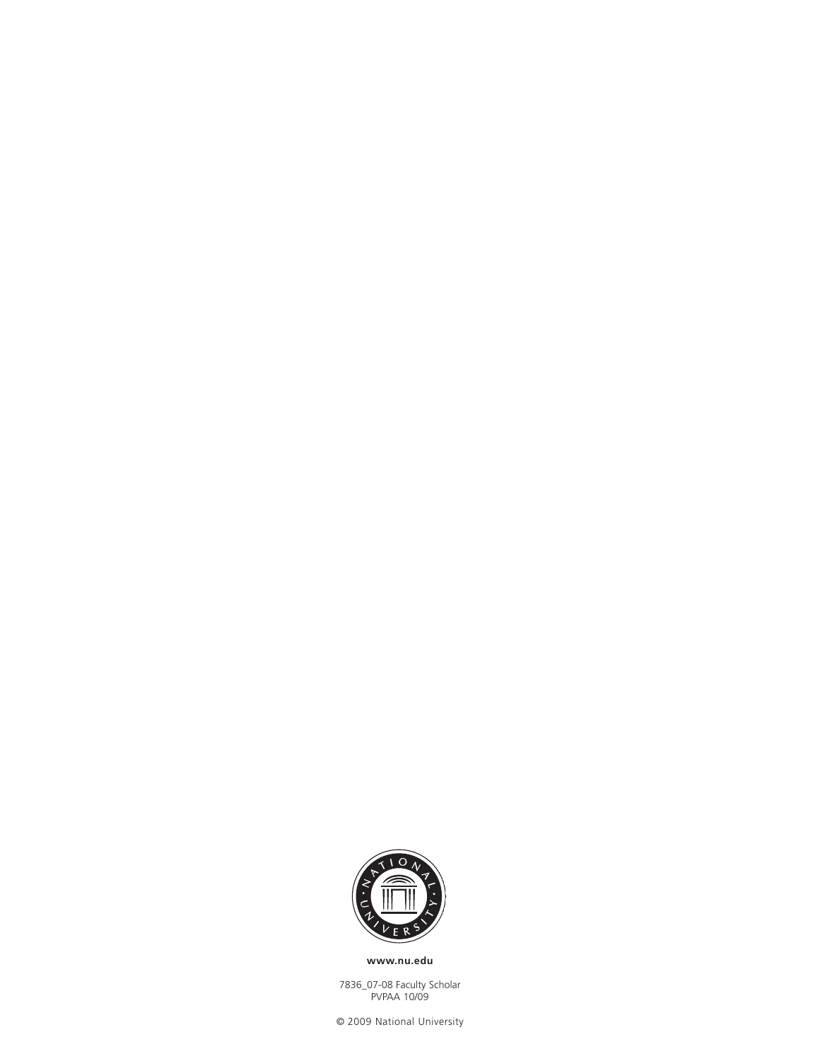www.nu.edu

7836_07-08 Faculty Scholar
PVPAA 10/09

© 2009 National University